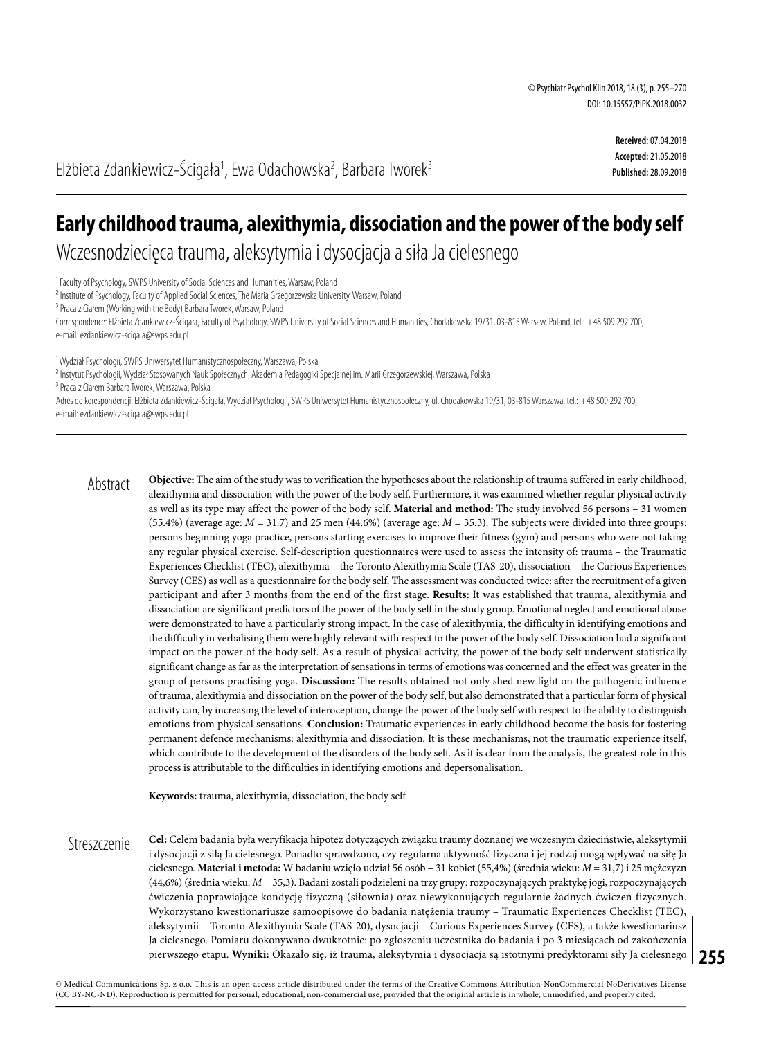Received: 07.04.2018
Accepted: 21.05.2018
Published: 28.09.2018

Elżbieta Zdankiewicz-Ścigała[1], Ewa Odachowska[2], Barbara Tworek[3]

# Early childhood trauma, alexithymia, dissociation and the power of the body self

## Wczesnodziecięca trauma, aleksytymia i dysocjacja a siła Ja cielesnego

[1] Faculty of Psychology, SWPS University of Social Sciences and Humanities, Warsaw, Poland
[2] Institute of Psychology, Faculty of Applied Social Sciences, The Maria Grzegorzewska University, Warsaw, Poland
[3] Praca z Ciałem (Working with the Body) Barbara Tworek, Warsaw, Poland
Correspondence: Elżbieta Zdankiewicz-Ścigała, Faculty of Psychology, SWPS University of Social Sciences and Humanities, Chodakowska 19/31, 03-815 Warsaw, Poland, tel.: +48 509 292 700, e-mail: ezdankiewicz-scigala@swps.edu.pl

[1] Wydział Psychologii, SWPS Uniwersytet Humanistycznospołeczny, Warszawa, Polska
[2] Instytut Psychologii, Wydział Stosowanych Nauk Społecznych, Akademia Pedagogiki Specjalnej im. Marii Grzegorzewskiej, Warszawa, Polska
[3] Praca z Ciałem Barbara Tworek, Warszawa, Polska
Adres do korespondencji: Elżbieta Zdankiewicz-Ścigała, Wydział Psychologii, SWPS Uniwersytet Humanistycznospołeczny, ul. Chodakowska 19/31, 03-815 Warszawa, tel.: +48 509 292 700, e-mail: ezdankiewicz-scigala@swps.edu.pl

## Abstract

**Objective:** The aim of the study was to verification the hypotheses about the relationship of trauma suffered in early childhood, alexithymia and dissociation with the power of the body self. Furthermore, it was examined whether regular physical activity as well as its type may affect the power of the body self. **Material and method:** The study involved 56 persons – 31 women (55.4%) (average age: *M* = 31.7) and 25 men (44.6%) (average age: *M* = 35.3). The subjects were divided into three groups: persons beginning yoga practice, persons starting exercises to improve their fitness (gym) and persons who were not taking any regular physical exercise. Self-description questionnaires were used to assess the intensity of: trauma – the Traumatic Experiences Checklist (TEC), alexithymia – the Toronto Alexithymia Scale (TAS-20), dissociation – the Curious Experiences Survey (CES) as well as a questionnaire for the body self. The assessment was conducted twice: after the recruitment of a given participant and after 3 months from the end of the first stage. **Results:** It was established that trauma, alexithymia and dissociation are significant predictors of the power of the body self in the study group. Emotional neglect and emotional abuse were demonstrated to have a particularly strong impact. In the case of alexithymia, the difficulty in identifying emotions and the difficulty in verbalising them were highly relevant with respect to the power of the body self. Dissociation had a significant impact on the power of the body self. As a result of physical activity, the power of the body self underwent statistically significant change as far as the interpretation of sensations in terms of emotions was concerned and the effect was greater in the group of persons practising yoga. **Discussion:** The results obtained not only shed new light on the pathogenic influence of trauma, alexithymia and dissociation on the power of the body self, but also demonstrated that a particular form of physical activity can, by increasing the level of interoception, change the power of the body self with respect to the ability to distinguish emotions from physical sensations. **Conclusion:** Traumatic experiences in early childhood become the basis for fostering permanent defence mechanisms: alexithymia and dissociation. It is these mechanisms, not the traumatic experience itself, which contribute to the development of the disorders of the body self. As it is clear from the analysis, the greatest role in this process is attributable to the difficulties in identifying emotions and depersonalisation.

**Keywords:** trauma, alexithymia, dissociation, the body self

## Streszczenie

**Cel:** Celem badania była weryfikacja hipotez dotyczących związku traumy doznanej we wczesnym dzieciństwie, aleksytymii i dysocjacji z siłą Ja cielesnego. Ponadto sprawdzono, czy regularna aktywność fizyczna i jej rodzaj mogą wpływać na siłę Ja cielesnego. **Materiał i metoda:** W badaniu wzięło udział 56 osób – 31 kobiet (55,4%) (średnia wieku: *M* = 31,7) i 25 mężczyzn (44,6%) (średnia wieku: *M* = 35,3). Badani zostali podzieleni na trzy grupy: rozpoczynających praktykę jogi, rozpoczynających ćwiczenia poprawiające kondycję fizyczną (siłownia) oraz niewykonujących regularnie żadnych ćwiczeń fizycznych. Wykorzystano kwestionariusze samoopisowe do badania natężenia traumy – Traumatic Experiences Checklist (TEC), aleksytymii – Toronto Alexithymia Scale (TAS-20), dysocjacji – Curious Experiences Survey (CES), a także kwestionariusz Ja cielesnego. Pomiaru dokonywano dwukrotnie: po zgłoszeniu uczestnika do badania i po 3 miesiącach od zakończenia pierwszego etapu. **Wyniki:** Okazało się, iż trauma, aleksytymia i dysocjacja są istotnymi predyktorami siły Ja cielesnego

© Medical Communications Sp. z o.o. This is an open-access article distributed under the terms of the Creative Commons Attribution-NonCommercial-NoDerivatives License (CC BY-NC-ND). Reproduction is permitted for personal, educational, non-commercial use, provided that the original article is in whole, unmodified, and properly cited.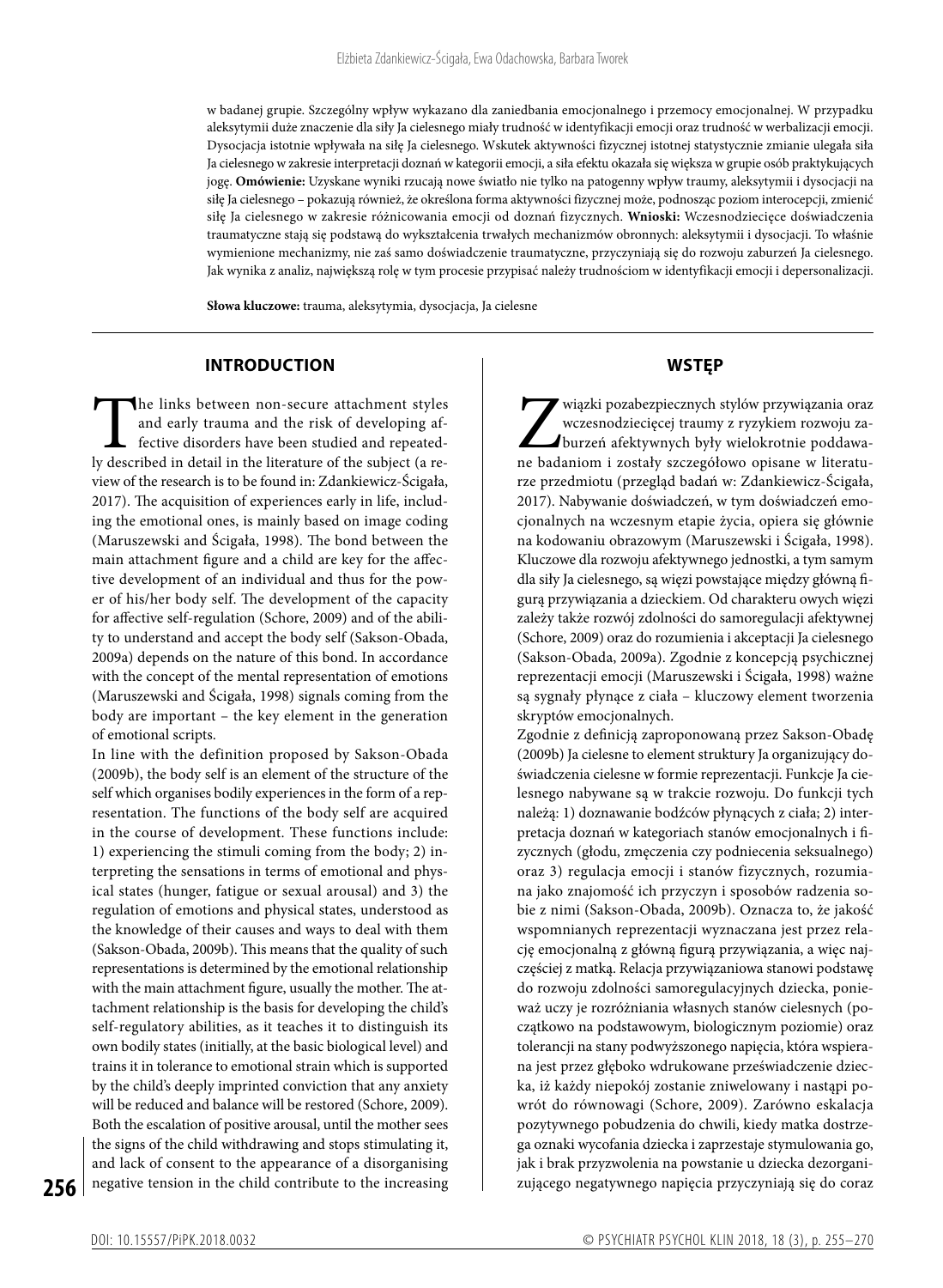w badanej grupie. Szczególny wpływ wykazano dla zaniedbania emocjonalnego i przemocy emocjonalnej. W przypadku aleksytymii duże znaczenie dla siły Ja cielesnego miały trudność w identyfikacji emocji oraz trudność w werbalizacji emocji. Dysocjacja istotnie wpływała na siłę Ja cielesnego. Wskutek aktywności fizycznej istotnej statystycznie zmianie ulegała siła Ja cielesnego w zakresie interpretacji doznań w kategorii emocji, a siła efektu okazała się większa w grupie osób praktykujących jogę. **Omówienie:** Uzyskane wyniki rzucają nowe światło nie tylko na patogenny wpływ traumy, aleksytymii i dysocjacji na siłę Ja cielesnego – pokazują również, że określona forma aktywności fizycznej może, podnosząc poziom interocepcji, zmienić siłę Ja cielesnego w zakresie różnicowania emocji od doznań fizycznych. **Wnioski:** Wczesnodziecięce doświadczenia traumatyczne stają się podstawą do wykształcenia trwałych mechanizmów obronnych: aleksytymii i dysocjacji. To właśnie wymienione mechanizmy, nie zaś samo doświadczenie traumatyczne, przyczyniają się do rozwoju zaburzeń Ja cielesnego. Jak wynika z analiz, największą rolę w tym procesie przypisać należy trudnościom w identyfikacji emocji i depersonalizacji.

**Słowa kluczowe:** trauma, aleksytymia, dysocjacja, Ja cielesne

## INTRODUCTION

The links between non-secure attachment styles and early trauma and the risk of developing affective disorders have been studied and repeatedly described in detail in the literature of the subject (a review of the research is to be found in: Zdankiewicz-Ścigała, 2017). The acquisition of experiences early in life, including the emotional ones, is mainly based on image coding (Maruszewski and Ścigała, 1998). The bond between the main attachment figure and a child are key for the affective development of an individual and thus for the power of his/her body self. The development of the capacity for affective self-regulation (Schore, 2009) and of the ability to understand and accept the body self (Sakson-Obada, 2009a) depends on the nature of this bond. In accordance with the concept of the mental representation of emotions (Maruszewski and Ścigała, 1998) signals coming from the body are important – the key element in the generation of emotional scripts.

In line with the definition proposed by Sakson-Obada (2009b), the body self is an element of the structure of the self which organises bodily experiences in the form of a representation. The functions of the body self are acquired in the course of development. These functions include: 1) experiencing the stimuli coming from the body; 2) interpreting the sensations in terms of emotional and physical states (hunger, fatigue or sexual arousal) and 3) the regulation of emotions and physical states, understood as the knowledge of their causes and ways to deal with them (Sakson-Obada, 2009b). This means that the quality of such representations is determined by the emotional relationship with the main attachment figure, usually the mother. The attachment relationship is the basis for developing the child's self-regulatory abilities, as it teaches it to distinguish its own bodily states (initially, at the basic biological level) and trains it in tolerance to emotional strain which is supported by the child's deeply imprinted conviction that any anxiety will be reduced and balance will be restored (Schore, 2009). Both the escalation of positive arousal, until the mother sees the signs of the child withdrawing and stops stimulating it, and lack of consent to the appearance of a disorganising negative tension in the child contribute to the increasing

## WSTĘP

Związki pozabezpiecznych stylów przywiązania oraz wczesnodziecięcej traumy z ryzykiem rozwoju zaburzeń afektywnych były wielokrotnie poddawane badaniom i zostały szczegółowo opisane w literaturze przedmiotu (przegląd badań w: Zdankiewicz-Ścigała, 2017). Nabywanie doświadczeń, w tym doświadczeń emocjonalnych na wczesnym etapie życia, opiera się głównie na kodowaniu obrazowym (Maruszewski i Ścigała, 1998). Kluczowe dla rozwoju afektywnego jednostki, a tym samym dla siły Ja cielesnego, są więzi powstające między główną figurą przywiązania a dzieckiem. Od charakteru owych więzi zależy także rozwój zdolności do samoregulacji afektywnej (Schore, 2009) oraz do rozumienia i akceptacji Ja cielesnego (Sakson-Obada, 2009a). Zgodnie z koncepcją psychicznej reprezentacji emocji (Maruszewski i Ścigała, 1998) ważne są sygnały płynące z ciała – kluczowy element tworzenia skryptów emocjonalnych.

Zgodnie z definicją zaproponowaną przez Sakson-Obadę (2009b) Ja cielesne to element struktury Ja organizujący doświadczenia cielesne w formie reprezentacji. Funkcje Ja cielesnego nabywane są w trakcie rozwoju. Do funkcji tych należą: 1) doznawanie bodźców płynących z ciała; 2) interpretacja doznań w kategoriach stanów emocjonalnych i fizycznych (głodu, zmęczenia czy podniecenia seksualnego) oraz 3) regulacja emocji i stanów fizycznych, rozumiana jako znajomość ich przyczyn i sposobów radzenia sobie z nimi (Sakson-Obada, 2009b). Oznacza to, że jakość wspomnianych reprezentacji wyznaczana jest przez relację emocjonalną z główną figurą przywiązania, a więc najczęściej z matką. Relacja przywiązaniowa stanowi podstawę do rozwoju zdolności samoregulacyjnych dziecka, ponieważ uczy je rozróżniania własnych stanów cielesnych (początkowo na podstawowym, biologicznym poziomie) oraz tolerancji na stany podwyższonego napięcia, która wspierana jest przez głęboko wdrukowane przeświadczenie dziecka, iż każdy niepokój zostanie zniwelowany i nastąpi powrót do równowagi (Schore, 2009). Zarówno eskalacja pozytywnego pobudzenia do chwili, kiedy matka dostrzega oznaki wycofania dziecka i zaprzestaje stymulowania go, jak i brak przyzwolenia na powstanie u dziecka dezorganizującego negatywnego napięcia przyczyniają się do coraz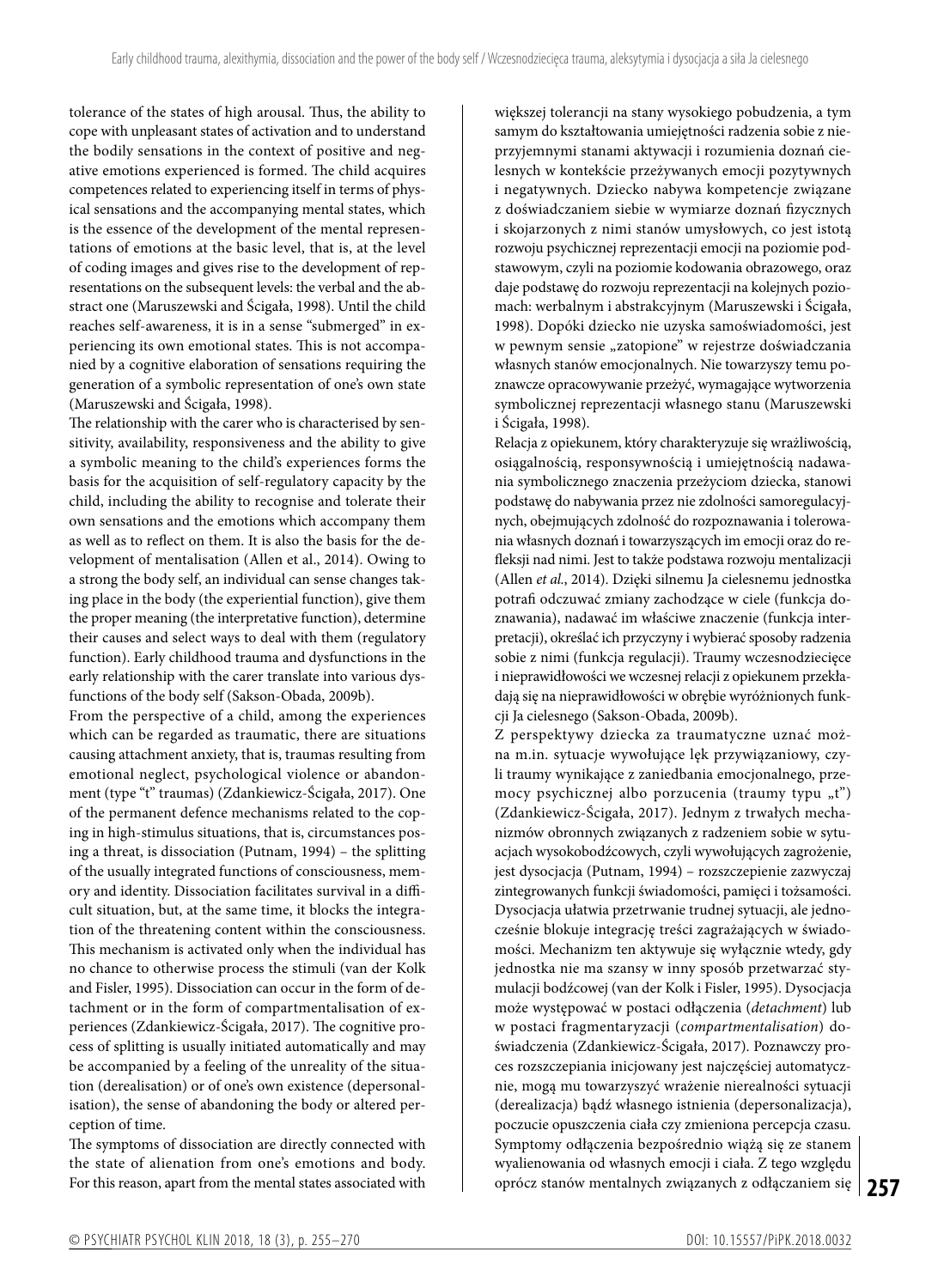tolerance of the states of high arousal. Thus, the ability to cope with unpleasant states of activation and to understand the bodily sensations in the context of positive and negative emotions experienced is formed. The child acquires competences related to experiencing itself in terms of physical sensations and the accompanying mental states, which is the essence of the development of the mental representations of emotions at the basic level, that is, at the level of coding images and gives rise to the development of representations on the subsequent levels: the verbal and the abstract one (Maruszewski and Ścigała, 1998). Until the child reaches self-awareness, it is in a sense "submerged" in experiencing its own emotional states. This is not accompanied by a cognitive elaboration of sensations requiring the generation of a symbolic representation of one's own state (Maruszewski and Ścigała, 1998).

The relationship with the carer who is characterised by sensitivity, availability, responsiveness and the ability to give a symbolic meaning to the child's experiences forms the basis for the acquisition of self-regulatory capacity by the child, including the ability to recognise and tolerate their own sensations and the emotions which accompany them as well as to reflect on them. It is also the basis for the development of mentalisation (Allen et al., 2014). Owing to a strong the body self, an individual can sense changes taking place in the body (the experiential function), give them the proper meaning (the interpretative function), determine their causes and select ways to deal with them (regulatory function). Early childhood trauma and dysfunctions in the early relationship with the carer translate into various dysfunctions of the body self (Sakson-Obada, 2009b).

From the perspective of a child, among the experiences which can be regarded as traumatic, there are situations causing attachment anxiety, that is, traumas resulting from emotional neglect, psychological violence or abandonment (type "t" traumas) (Zdankiewicz-Ścigała, 2017). One of the permanent defence mechanisms related to the coping in high-stimulus situations, that is, circumstances posing a threat, is dissociation (Putnam, 1994) – the splitting of the usually integrated functions of consciousness, memory and identity. Dissociation facilitates survival in a difficult situation, but, at the same time, it blocks the integration of the threatening content within the consciousness. This mechanism is activated only when the individual has no chance to otherwise process the stimuli (van der Kolk and Fisler, 1995). Dissociation can occur in the form of detachment or in the form of compartmentalisation of experiences (Zdankiewicz-Ścigała, 2017). The cognitive process of splitting is usually initiated automatically and may be accompanied by a feeling of the unreality of the situation (derealisation) or of one's own existence (depersonalisation), the sense of abandoning the body or altered perception of time.

The symptoms of dissociation are directly connected with the state of alienation from one's emotions and body. For this reason, apart from the mental states associated with

większej tolerancji na stany wysokiego pobudzenia, a tym samym do kształtowania umiejętności radzenia sobie z nieprzyjemnymi stanami aktywacji i rozumienia doznań cielesnych w kontekście przeżywanych emocji pozytywnych i negatywnych. Dziecko nabywa kompetencje związane z doświadczaniem siebie w wymiarze doznań fizycznych i skojarzonych z nimi stanów umysłowych, co jest istotą rozwoju psychicznej reprezentacji emocji na poziomie podstawowym, czyli na poziomie kodowania obrazowego, oraz daje podstawę do rozwoju reprezentacji na kolejnych poziomach: werbalnym i abstrakcyjnym (Maruszewski i Ścigała, 1998). Dopóki dziecko nie uzyska samoświadomości, jest w pewnym sensie „zatopione" w rejestrze doświadczania własnych stanów emocjonalnych. Nie towarzyszy temu poznawcze opracowywanie przeżyć, wymagające wytworzenia symbolicznej reprezentacji własnego stanu (Maruszewski i Ścigała, 1998).

Relacja z opiekunem, który charakteryzuje się wrażliwością, osiągalnością, responsywnością i umiejętnością nadawania symbolicznego znaczenia przeżyciom dziecka, stanowi podstawę do nabywania przez nie zdolności samoregulacyjnych, obejmujących zdolność do rozpoznawania i tolerowania własnych doznań i towarzyszących im emocji oraz do refleksji nad nimi. Jest to także podstawa rozwoju mentalizacji (Allen *et al.*, 2014). Dzięki silnemu Ja cielesnemu jednostka potrafi odczuwać zmiany zachodzące w ciele (funkcja doznawania), nadawać im właściwe znaczenie (funkcja interpretacji), określać ich przyczyny i wybierać sposoby radzenia sobie z nimi (funkcja regulacji). Traumy wczesnodziecięce i nieprawidłowości we wczesnej relacji z opiekunem przekładają się na nieprawidłowości w obrębie wyróżnionych funkcji Ja cielesnego (Sakson-Obada, 2009b).

Z perspektywy dziecka za traumatyczne uznać można m.in. sytuacje wywołujące lęk przywiązaniowy, czyli traumy wynikające z zaniedbania emocjonalnego, przemocy psychicznej albo porzucenia (traumy typu „t") (Zdankiewicz-Ścigała, 2017). Jednym z trwałych mechanizmów obronnych związanych z radzeniem sobie w sytuacjach wysokobodźcowych, czyli wywołujących zagrożenie, jest dysocjacja (Putnam, 1994) – rozszczepienie zazwyczaj zintegrowanych funkcji świadomości, pamięci i tożsamości. Dysocjacja ułatwia przetrwanie trudnej sytuacji, ale jednocześnie blokuje integrację treści zagrażających w świadomości. Mechanizm ten aktywuje się wyłącznie wtedy, gdy jednostka nie ma szansy w inny sposób przetwarzać stymulacji bodźcowej (van der Kolk i Fisler, 1995). Dysocjacja może występować w postaci odłączenia (*detachment*) lub w postaci fragmentaryzacji (*compartmentalisation*) doświadczenia (Zdankiewicz-Ścigała, 2017). Poznawczy proces rozszczepiania inicjowany jest najczęściej automatycznie, mogą mu towarzyszyć wrażenie nierealności sytuacji (derealizacja) bądź własnego istnienia (depersonalizacja), poczucie opuszczenia ciała czy zmieniona percepcja czasu. Symptomy odłączenia bezpośrednio wiążą się ze stanem wyalienowania od własnych emocji i ciała. Z tego względu oprócz stanów mentalnych związanych z odłączaniem się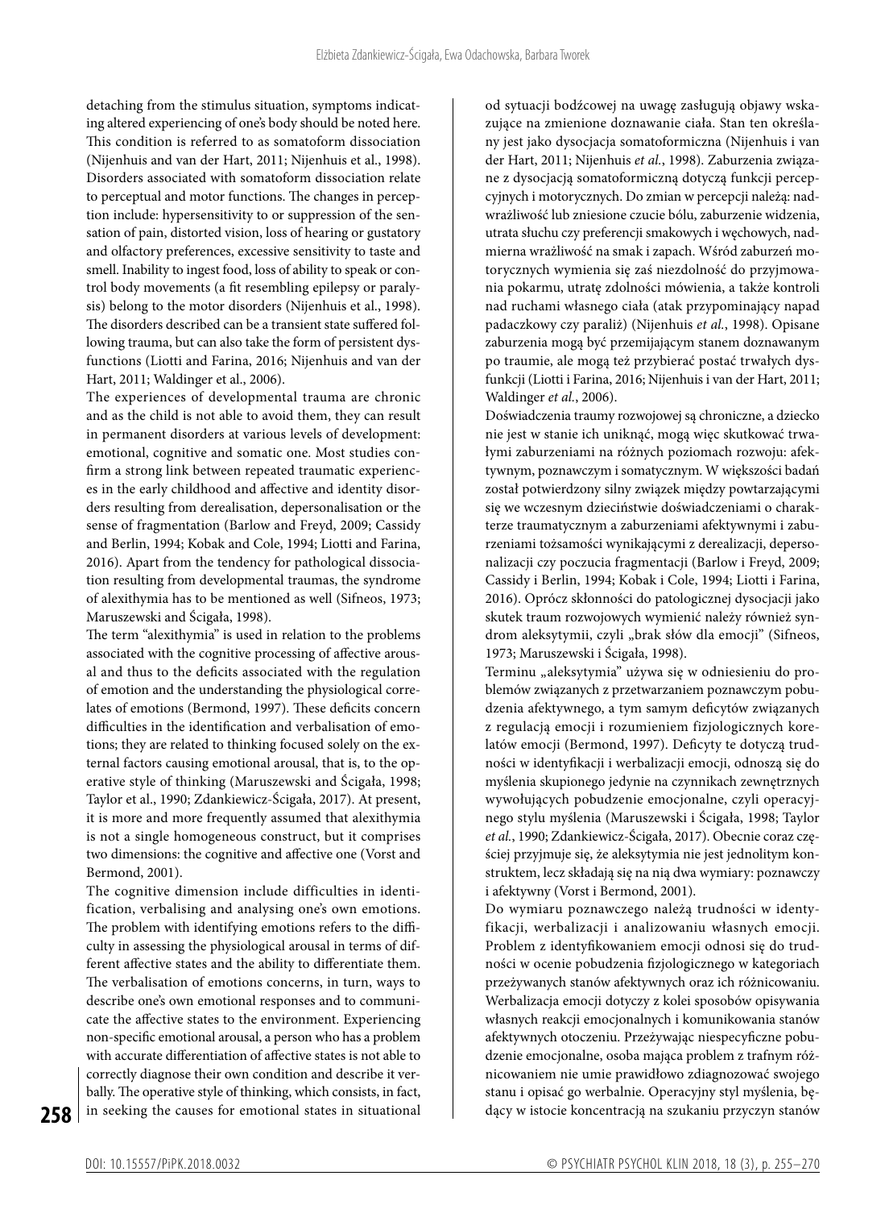detaching from the stimulus situation, symptoms indicating altered experiencing of one's body should be noted here. This condition is referred to as somatoform dissociation (Nijenhuis and van der Hart, 2011; Nijenhuis et al., 1998). Disorders associated with somatoform dissociation relate to perceptual and motor functions. The changes in perception include: hypersensitivity to or suppression of the sensation of pain, distorted vision, loss of hearing or gustatory and olfactory preferences, excessive sensitivity to taste and smell. Inability to ingest food, loss of ability to speak or control body movements (a fit resembling epilepsy or paralysis) belong to the motor disorders (Nijenhuis et al., 1998). The disorders described can be a transient state suffered following trauma, but can also take the form of persistent dysfunctions (Liotti and Farina, 2016; Nijenhuis and van der Hart, 2011; Waldinger et al., 2006).

The experiences of developmental trauma are chronic and as the child is not able to avoid them, they can result in permanent disorders at various levels of development: emotional, cognitive and somatic one. Most studies confirm a strong link between repeated traumatic experiences in the early childhood and affective and identity disorders resulting from derealisation, depersonalisation or the sense of fragmentation (Barlow and Freyd, 2009; Cassidy and Berlin, 1994; Kobak and Cole, 1994; Liotti and Farina, 2016). Apart from the tendency for pathological dissociation resulting from developmental traumas, the syndrome of alexithymia has to be mentioned as well (Sifneos, 1973; Maruszewski and Ścigała, 1998).

The term "alexithymia" is used in relation to the problems associated with the cognitive processing of affective arousal and thus to the deficits associated with the regulation of emotion and the understanding the physiological correlates of emotions (Bermond, 1997). These deficits concern difficulties in the identification and verbalisation of emotions; they are related to thinking focused solely on the external factors causing emotional arousal, that is, to the operative style of thinking (Maruszewski and Ścigała, 1998; Taylor et al., 1990; Zdankiewicz-Ścigała, 2017). At present, it is more and more frequently assumed that alexithymia is not a single homogeneous construct, but it comprises two dimensions: the cognitive and affective one (Vorst and Bermond, 2001).

The cognitive dimension include difficulties in identification, verbalising and analysing one's own emotions. The problem with identifying emotions refers to the difficulty in assessing the physiological arousal in terms of different affective states and the ability to differentiate them. The verbalisation of emotions concerns, in turn, ways to describe one's own emotional responses and to communicate the affective states to the environment. Experiencing non-specific emotional arousal, a person who has a problem with accurate differentiation of affective states is not able to correctly diagnose their own condition and describe it verbally. The operative style of thinking, which consists, in fact, in seeking the causes for emotional states in situational

od sytuacji bodźcowej na uwagę zasługują objawy wskazujące na zmienione doznawanie ciała. Stan ten określany jest jako dysocjacja somatoformiczna (Nijenhuis i van der Hart, 2011; Nijenhuis *et al.*, 1998). Zaburzenia związane z dysocjacją somatoformiczną dotyczą funkcji percepcyjnych i motorycznych. Do zmian w percepcji należą: nadwrażliwość lub zniesione czucie bólu, zaburzenie widzenia, utrata słuchu czy preferencji smakowych i węchowych, nadmierna wrażliwość na smak i zapach. Wśród zaburzeń motorycznych wymienia się zaś niezdolność do przyjmowania pokarmu, utratę zdolności mówienia, a także kontroli nad ruchami własnego ciała (atak przypominający napad padaczkowy czy paraliż) (Nijenhuis *et al.*, 1998). Opisane zaburzenia mogą być przemijającym stanem doznawanym po traumie, ale mogą też przybierać postać trwałych dysfunkcji (Liotti i Farina, 2016; Nijenhuis i van der Hart, 2011; Waldinger *et al.*, 2006).

Doświadczenia traumy rozwojowej są chroniczne, a dziecko nie jest w stanie ich uniknąć, mogą więc skutkować trwałymi zaburzeniami na różnych poziomach rozwoju: afektywnym, poznawczym i somatycznym. W większości badań został potwierdzony silny związek między powtarzającymi się we wczesnym dzieciństwie doświadczeniami o charakterze traumatycznym a zaburzeniami afektywnymi i zaburzeniami tożsamości wynikającymi z derealizacji, depersonalizacji czy poczucia fragmentacji (Barlow i Freyd, 2009; Cassidy i Berlin, 1994; Kobak i Cole, 1994; Liotti i Farina, 2016). Oprócz skłonności do patologicznej dysocjacji jako skutek traum rozwojowych wymienić należy również syndrom aleksytymii, czyli „brak słów dla emocji" (Sifneos, 1973; Maruszewski i Ścigała, 1998).

Terminu „aleksytymia" używa się w odniesieniu do problemów związanych z przetwarzaniem poznawczym pobudzenia afektywnego, a tym samym deficytów związanych z regulacją emocji i rozumieniem fizjologicznych korelatów emocji (Bermond, 1997). Deficyty te dotyczą trudności w identyfikacji i werbalizacji emocji, odnoszą się do myślenia skupionego jedynie na czynnikach zewnętrznych wywołujących pobudzenie emocjonalne, czyli operacyjnego stylu myślenia (Maruszewski i Ścigała, 1998; Taylor *et al.*, 1990; Zdankiewicz-Ścigała, 2017). Obecnie coraz częściej przyjmuje się, że aleksytymia nie jest jednolitym konstruktem, lecz składają się na nią dwa wymiary: poznawczy i afektywny (Vorst i Bermond, 2001).

Do wymiaru poznawczego należą trudności w identyfikacji, werbalizacji i analizowaniu własnych emocji. Problem z identyfikowaniem emocji odnosi się do trudności w ocenie pobudzenia fizjologicznego w kategoriach przeżywanych stanów afektywnych oraz ich różnicowaniu. Werbalizacja emocji dotyczy z kolei sposobów opisywania własnych reakcji emocjonalnych i komunikowania stanów afektywnych otoczeniu. Przeżywając niespecyficzne pobudzenie emocjonalne, osoba mająca problem z trafnym różnicowaniem nie umie prawidłowo zdiagnozować swojego stanu i opisać go werbalnie. Operacyjny styl myślenia, będący w istocie koncentracją na szukaniu przyczyn stanów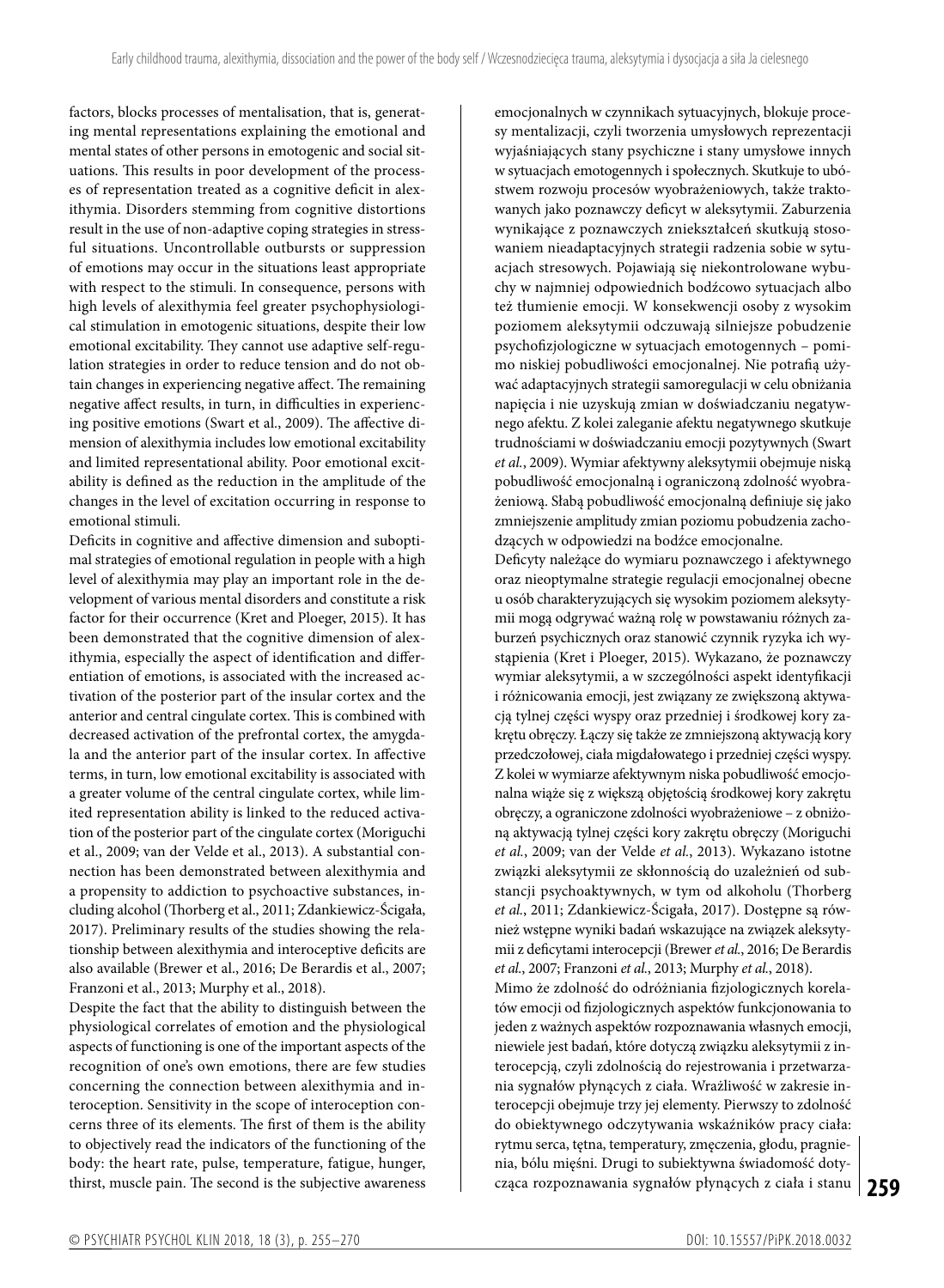factors, blocks processes of mentalisation, that is, generating mental representations explaining the emotional and mental states of other persons in emotogenic and social situations. This results in poor development of the processes of representation treated as a cognitive deficit in alexithymia. Disorders stemming from cognitive distortions result in the use of non-adaptive coping strategies in stressful situations. Uncontrollable outbursts or suppression of emotions may occur in the situations least appropriate with respect to the stimuli. In consequence, persons with high levels of alexithymia feel greater psychophysiological stimulation in emotogenic situations, despite their low emotional excitability. They cannot use adaptive self-regulation strategies in order to reduce tension and do not obtain changes in experiencing negative affect. The remaining negative affect results, in turn, in difficulties in experiencing positive emotions (Swart et al., 2009). The affective dimension of alexithymia includes low emotional excitability and limited representational ability. Poor emotional excitability is defined as the reduction in the amplitude of the changes in the level of excitation occurring in response to emotional stimuli.

Deficits in cognitive and affective dimension and suboptimal strategies of emotional regulation in people with a high level of alexithymia may play an important role in the development of various mental disorders and constitute a risk factor for their occurrence (Kret and Ploeger, 2015). It has been demonstrated that the cognitive dimension of alexithymia, especially the aspect of identification and differentiation of emotions, is associated with the increased activation of the posterior part of the insular cortex and the anterior and central cingulate cortex. This is combined with decreased activation of the prefrontal cortex, the amygdala and the anterior part of the insular cortex. In affective terms, in turn, low emotional excitability is associated with a greater volume of the central cingulate cortex, while limited representation ability is linked to the reduced activation of the posterior part of the cingulate cortex (Moriguchi et al., 2009; van der Velde et al., 2013). A substantial connection has been demonstrated between alexithymia and a propensity to addiction to psychoactive substances, including alcohol (Thorberg et al., 2011; Zdankiewicz-Ścigała, 2017). Preliminary results of the studies showing the relationship between alexithymia and interoceptive deficits are also available (Brewer et al., 2016; De Berardis et al., 2007; Franzoni et al., 2013; Murphy et al., 2018).

Despite the fact that the ability to distinguish between the physiological correlates of emotion and the physiological aspects of functioning is one of the important aspects of the recognition of one's own emotions, there are few studies concerning the connection between alexithymia and interoception. Sensitivity in the scope of interoception concerns three of its elements. The first of them is the ability to objectively read the indicators of the functioning of the body: the heart rate, pulse, temperature, fatigue, hunger, thirst, muscle pain. The second is the subjective awareness

emocjonalnych w czynnikach sytuacyjnych, blokuje procesy mentalizacji, czyli tworzenia umysłowych reprezentacji wyjaśniających stany psychiczne i stany umysłowe innych w sytuacjach emotogennych i społecznych. Skutkuje to ubóstwem rozwoju procesów wyobrażeniowych, także traktowanych jako poznawczy deficyt w aleksytymii. Zaburzenia wynikające z poznawczych zniekształceń skutkują stosowaniem nieadaptacyjnych strategii radzenia sobie w sytuacjach stresowych. Pojawiają się niekontrolowane wybuchy w najmniej odpowiednich bodźcowo sytuacjach albo też tłumienie emocji. W konsekwencji osoby z wysokim poziomem aleksytymii odczuwają silniejsze pobudzenie psychofizjologiczne w sytuacjach emotogennych – pomimo niskiej pobudliwości emocjonalnej. Nie potrafią używać adaptacyjnych strategii samoregulacji w celu obniżania napięcia i nie uzyskują zmian w doświadczaniu negatywnego afektu. Z kolei zaleganie afektu negatywnego skutkuje trudnościami w doświadczaniu emocji pozytywnych (Swart *et al.*, 2009). Wymiar afektywny aleksytymii obejmuje niską pobudliwość emocjonalną i ograniczoną zdolność wyobrażeniową. Słabą pobudliwość emocjonalną definiuje się jako zmniejszenie amplitudy zmian poziomu pobudzenia zachodzących w odpowiedzi na bodźce emocjonalne.

Deficyty należące do wymiaru poznawczego i afektywnego oraz nieoptymalne strategie regulacji emocjonalnej obecne u osób charakteryzujących się wysokim poziomem aleksytymii mogą odgrywać ważną rolę w powstawaniu różnych zaburzeń psychicznych oraz stanowić czynnik ryzyka ich wystąpienia (Kret i Ploeger, 2015). Wykazano, że poznawczy wymiar aleksytymii, a w szczególności aspekt identyfikacji i różnicowania emocji, jest związany ze zwiększoną aktywacją tylnej części wyspy oraz przedniej i środkowej kory zakrętu obręczy. Łączy się także ze zmniejszoną aktywacją kory przedczołowej, ciała migdałowatego i przedniej części wyspy. Z kolei w wymiarze afektywnym niska pobudliwość emocjonalna wiąże się z większą objętością środkowej kory zakrętu obręczy, a ograniczone zdolności wyobrażeniowe – z obniżoną aktywacją tylnej części kory zakrętu obręczy (Moriguchi *et al.*, 2009; van der Velde *et al.*, 2013). Wykazano istotne związki aleksytymii ze skłonnością do uzależnień od substancji psychoaktywnych, w tym od alkoholu (Thorberg *et al.*, 2011; Zdankiewicz-Ścigała, 2017). Dostępne są również wstępne wyniki badań wskazujące na związek aleksytymii z deficytami interocepcji (Brewer *et al.*, 2016; De Berardis *et al.*, 2007; Franzoni *et al.*, 2013; Murphy *et al.*, 2018).

Mimo że zdolność do odróżniania fizjologicznych korelatów emocji od fizjologicznych aspektów funkcjonowania to jeden z ważnych aspektów rozpoznawania własnych emocji, niewiele jest badań, które dotyczą związku aleksytymii z interocepcją, czyli zdolnością do rejestrowania i przetwarzania sygnałów płynących z ciała. Wrażliwość w zakresie interocepcji obejmuje trzy jej elementy. Pierwszy to zdolność do obiektywnego odczytywania wskaźników pracy ciała: rytmu serca, tętna, temperatury, zmęczenia, głodu, pragnienia, bólu mięśni. Drugi to subiektywna świadomość dotycząca rozpoznawania sygnałów płynących z ciała i stanu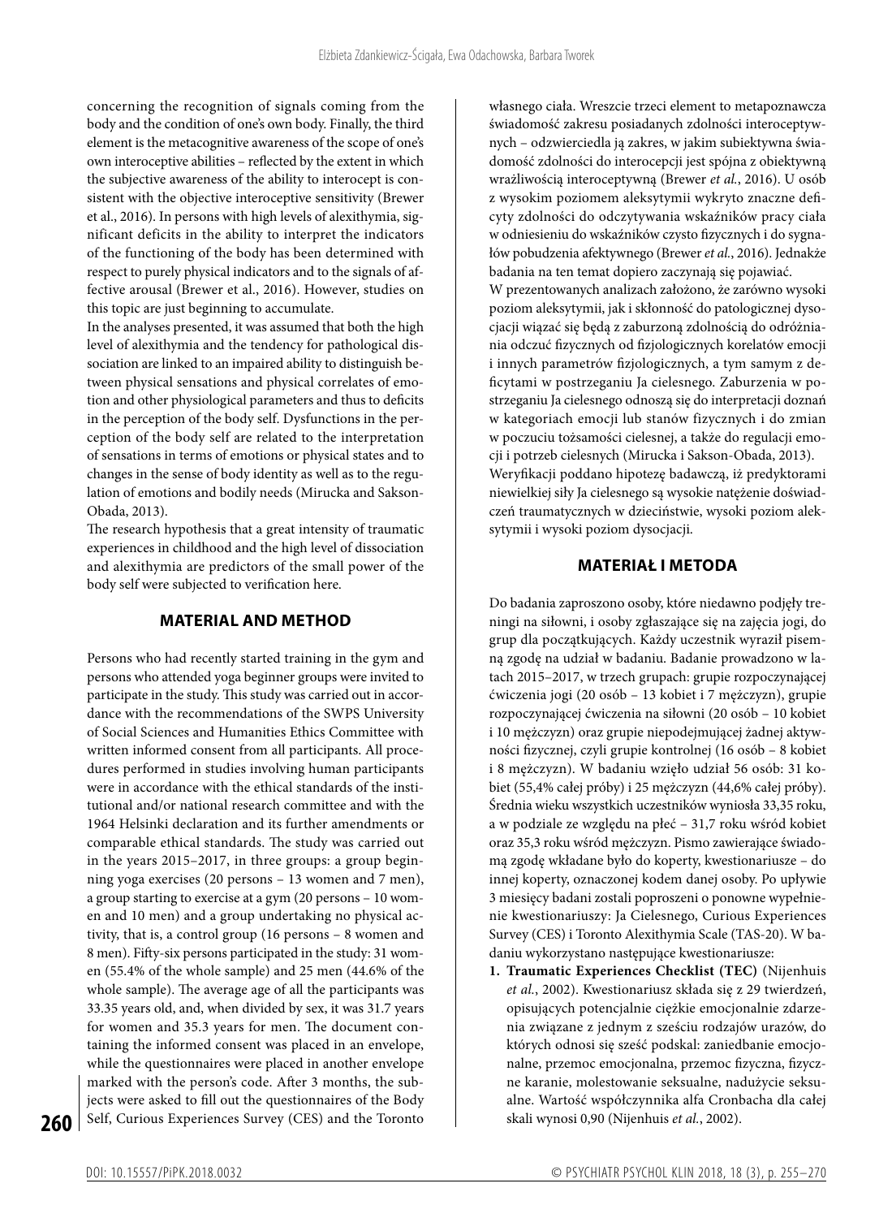concerning the recognition of signals coming from the body and the condition of one's own body. Finally, the third element is the metacognitive awareness of the scope of one's own interoceptive abilities – reflected by the extent in which the subjective awareness of the ability to interocept is consistent with the objective interoceptive sensitivity (Brewer et al., 2016). In persons with high levels of alexithymia, significant deficits in the ability to interpret the indicators of the functioning of the body has been determined with respect to purely physical indicators and to the signals of affective arousal (Brewer et al., 2016). However, studies on this topic are just beginning to accumulate.

In the analyses presented, it was assumed that both the high level of alexithymia and the tendency for pathological dissociation are linked to an impaired ability to distinguish between physical sensations and physical correlates of emotion and other physiological parameters and thus to deficits in the perception of the body self. Dysfunctions in the perception of the body self are related to the interpretation of sensations in terms of emotions or physical states and to changes in the sense of body identity as well as to the regulation of emotions and bodily needs (Mirucka and Sakson-Obada, 2013).

The research hypothesis that a great intensity of traumatic experiences in childhood and the high level of dissociation and alexithymia are predictors of the small power of the body self were subjected to verification here.

## MATERIAL AND METHOD

Persons who had recently started training in the gym and persons who attended yoga beginner groups were invited to participate in the study. This study was carried out in accordance with the recommendations of the SWPS University of Social Sciences and Humanities Ethics Committee with written informed consent from all participants. All procedures performed in studies involving human participants were in accordance with the ethical standards of the institutional and/or national research committee and with the 1964 Helsinki declaration and its further amendments or comparable ethical standards. The study was carried out in the years 2015–2017, in three groups: a group beginning yoga exercises (20 persons – 13 women and 7 men), a group starting to exercise at a gym (20 persons – 10 women and 10 men) and a group undertaking no physical activity, that is, a control group (16 persons – 8 women and 8 men). Fifty-six persons participated in the study: 31 women (55.4% of the whole sample) and 25 men (44.6% of the whole sample). The average age of all the participants was 33.35 years old, and, when divided by sex, it was 31.7 years for women and 35.3 years for men. The document containing the informed consent was placed in an envelope, while the questionnaires were placed in another envelope marked with the person's code. After 3 months, the subjects were asked to fill out the questionnaires of the Body Self, Curious Experiences Survey (CES) and the Toronto

własnego ciała. Wreszcie trzeci element to metapoznawcza świadomość zakresu posiadanych zdolności interoceptywnych – odzwierciedla ją zakres, w jakim subiektywna świadomość zdolności do interocepcji jest spójna z obiektywną wrażliwością interoceptywną (Brewer *et al.*, 2016). U osób z wysokim poziomem aleksytymii wykryto znaczne deficyty zdolności do odczytywania wskaźników pracy ciała w odniesieniu do wskaźników czysto fizycznych i do sygnałów pobudzenia afektywnego (Brewer *et al.*, 2016). Jednakże badania na ten temat dopiero zaczynają się pojawiać.

W prezentowanych analizach założono, że zarówno wysoki poziom aleksytymii, jak i skłonność do patologicznej dysocjacji wiązać się będą z zaburzoną zdolnością do odróżniania odczuć fizycznych od fizjologicznych korelatów emocji i innych parametrów fizjologicznych, a tym samym z deficytami w postrzeganiu Ja cielesnego. Zaburzenia w postrzeganiu Ja cielesnego odnoszą się do interpretacji doznań w kategoriach emocji lub stanów fizycznych i do zmian w poczuciu tożsamości cielesnej, a także do regulacji emocji i potrzeb cielesnych (Mirucka i Sakson-Obada, 2013).

Weryfikacji poddano hipotezę badawczą, iż predyktorami niewielkiej siły Ja cielesnego są wysokie natężenie doświadczeń traumatycznych w dzieciństwie, wysoki poziom aleksytymii i wysoki poziom dysocjacji.

## MATERIAŁ I METODA

Do badania zaproszono osoby, które niedawno podjęły treningi na siłowni, i osoby zgłaszające się na zajęcia jogi, do grup dla początkujących. Każdy uczestnik wyraził pisemną zgodę na udział w badaniu. Badanie prowadzono w latach 2015–2017, w trzech grupach: grupie rozpoczynającej ćwiczenia jogi (20 osób – 13 kobiet i 7 mężczyzn), grupie rozpoczynającej ćwiczenia na siłowni (20 osób – 10 kobiet i 10 mężczyzn) oraz grupie niepodejmującej żadnej aktywności fizycznej, czyli grupie kontrolnej (16 osób – 8 kobiet i 8 mężczyzn). W badaniu wzięło udział 56 osób: 31 kobiet (55,4% całej próby) i 25 mężczyzn (44,6% całej próby). Średnia wieku wszystkich uczestników wyniosła 33,35 roku, a w podziale ze względu na płeć – 31,7 roku wśród kobiet oraz 35,3 roku wśród mężczyzn. Pismo zawierające świadomą zgodę wkładane było do koperty, kwestionariusze – do innej koperty, oznaczonej kodem danej osoby. Po upływie 3 miesięcy badani zostali poproszeni o ponowne wypełnienie kwestionariuszy: Ja Cielesnego, Curious Experiences Survey (CES) i Toronto Alexithymia Scale (TAS-20). W badaniu wykorzystano następujące kwestionariusze:

1. **Traumatic Experiences Checklist (TEC)** (Nijenhuis *et al.*, 2002). Kwestionariusz składa się z 29 twierdzeń, opisujących potencjalnie ciężkie emocjonalnie zdarzenia związane z jednym z sześciu rodzajów urazów, do których odnosi się sześć podskal: zaniedbanie emocjonalne, przemoc emocjonalna, przemoc fizyczna, fizyczne karanie, molestowanie seksualne, nadużycie seksualne. Wartość współczynnika alfa Cronbacha dla całej skali wynosi 0,90 (Nijenhuis *et al.*, 2002).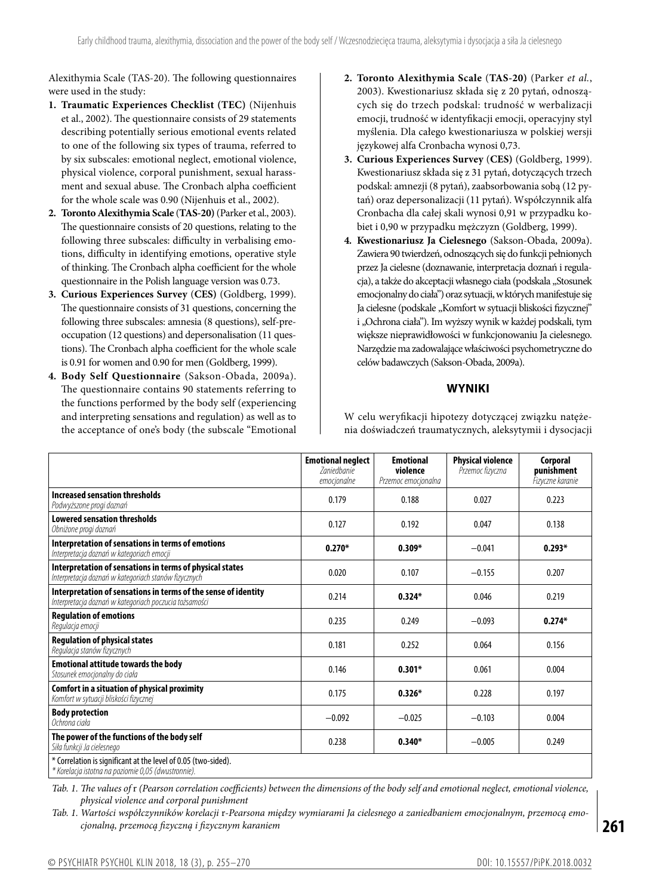Alexithymia Scale (TAS-20). The following questionnaires were used in the study:

1. **Traumatic Experiences Checklist (TEC)** (Nijenhuis et al., 2002). The questionnaire consists of 29 statements describing potentially serious emotional events related to one of the following six types of trauma, referred to by six subscales: emotional neglect, emotional violence, physical violence, corporal punishment, sexual harassment and sexual abuse. The Cronbach alpha coefficient for the whole scale was 0.90 (Nijenhuis et al., 2002).
2. **Toronto Alexithymia Scale (TAS-20)** (Parker et al., 2003). The questionnaire consists of 20 questions, relating to the following three subscales: difficulty in verbalising emotions, difficulty in identifying emotions, operative style of thinking. The Cronbach alpha coefficient for the whole questionnaire in the Polish language version was 0.73.
3. **Curious Experiences Survey (CES)** (Goldberg, 1999). The questionnaire consists of 31 questions, concerning the following three subscales: amnesia (8 questions), self-preoccupation (12 questions) and depersonalisation (11 questions). The Cronbach alpha coefficient for the whole scale is 0.91 for women and 0.90 for men (Goldberg, 1999).
4. **Body Self Questionnaire** (Sakson-Obada, 2009a). The questionnaire contains 90 statements referring to the functions performed by the body self (experiencing and interpreting sensations and regulation) as well as to the acceptance of one's body (the subscale "Emotional

2. **Toronto Alexithymia Scale (TAS-20)** (Parker *et al.*, 2003). Kwestionariusz składa się z 20 pytań, odnoszących się do trzech podskal: trudność w werbalizacji emocji, trudność w identyfikacji emocji, operacyjny styl myślenia. Dla całego kwestionariusza w polskiej wersji językowej alfa Cronbacha wynosi 0,73.
3. **Curious Experiences Survey (CES)** (Goldberg, 1999). Kwestionariusz składa się z 31 pytań, dotyczących trzech podskal: amnezji (8 pytań), zaabsorbowania sobą (12 pytań) oraz depersonalizacji (11 pytań). Współczynnik alfa Cronbacha dla całej skali wynosi 0,91 w przypadku kobiet i 0,90 w przypadku mężczyzn (Goldberg, 1999).
4. **Kwestionariusz Ja Cielesnego** (Sakson-Obada, 2009a). Zawiera 90 twierdzeń, odnoszących się do funkcji pełnionych przez Ja cielesne (doznawanie, interpretacja doznań i regulacja), a także do akceptacji własnego ciała (podskala „Stosunek emocjonalny do ciała") oraz sytuacji, w których manifestuje się Ja cielesne (podskale „Komfort w sytuacji bliskości fizycznej" i „Ochrona ciała"). Im wyższy wynik w każdej podskali, tym większe nieprawidłowości w funkcjonowaniu Ja cielesnego. Narzędzie ma zadowalające właściwości psychometryczne do celów badawczych (Sakson-Obada, 2009a).

## WYNIKI

W celu weryfikacji hipotezy dotyczącej związku natężenia doświadczeń traumatycznych, aleksytymii i dysocjacji

| | **Emotional neglect** *Zaniedbanie emocjonalne* | **Emotional violence** *Przemoc emocjonalna* | **Physical violence** *Przemoc fizyczna* | **Corporal punishment** *Fizyczne karanie* |
|---|---|---|---|---|
| **Increased sensation thresholds** *Podwyższone progi doznań* | 0.179 | 0.188 | 0.027 | 0.223 |
| **Lowered sensation thresholds** *Obniżone progi doznań* | 0.127 | 0.192 | 0.047 | 0.138 |
| **Interpretation of sensations in terms of emotions** *Interpretacja doznań w kategoriach emocji* | **0.270*** | **0.309*** | −0.041 | **0.293*** |
| **Interpretation of sensations in terms of physical states** *Interpretacja doznań w kategoriach stanów fizycznych* | 0.020 | 0.107 | −0.155 | 0.207 |
| **Interpretation of sensations in terms of the sense of identity** *Interpretacja doznań w kategoriach poczucia tożsamości* | 0.214 | **0.324*** | 0.046 | 0.219 |
| **Regulation of emotions** *Regulacja emocji* | 0.235 | 0.249 | −0.093 | **0.274*** |
| **Regulation of physical states** *Regulacja stanów fizycznych* | 0.181 | 0.252 | 0.064 | 0.156 |
| **Emotional attitude towards the body** *Stosunek emocjonalny do ciała* | 0.146 | **0.301*** | 0.061 | 0.004 |
| **Comfort in a situation of physical proximity** *Komfort w sytuacji bliskości fizycznej* | 0.175 | **0.326*** | 0.228 | 0.197 |
| **Body protection** *Ochrona ciała* | −0.092 | −0.025 | −0.103 | 0.004 |
| **The power of the functions of the body self** *Siła funkcji Ja cielesnego* | 0.238 | **0.340*** | −0.005 | 0.249 |

\* Correlation is significant at the level of 0.05 (two-sided).
*\* Korelacja istotna na poziomie 0,05 (dwustronnie).*

*Tab. 1. The values of r (Pearson correlation coefficients) between the dimensions of the body self and emotional neglect, emotional violence, physical violence and corporal punishment*

*Tab. 1. Wartości współczynników korelacji r-Pearsona między wymiarami Ja cielesnego a zaniedbaniem emocjonalnym, przemocą emocjonalną, przemocą fizyczną i fizycznym karaniem*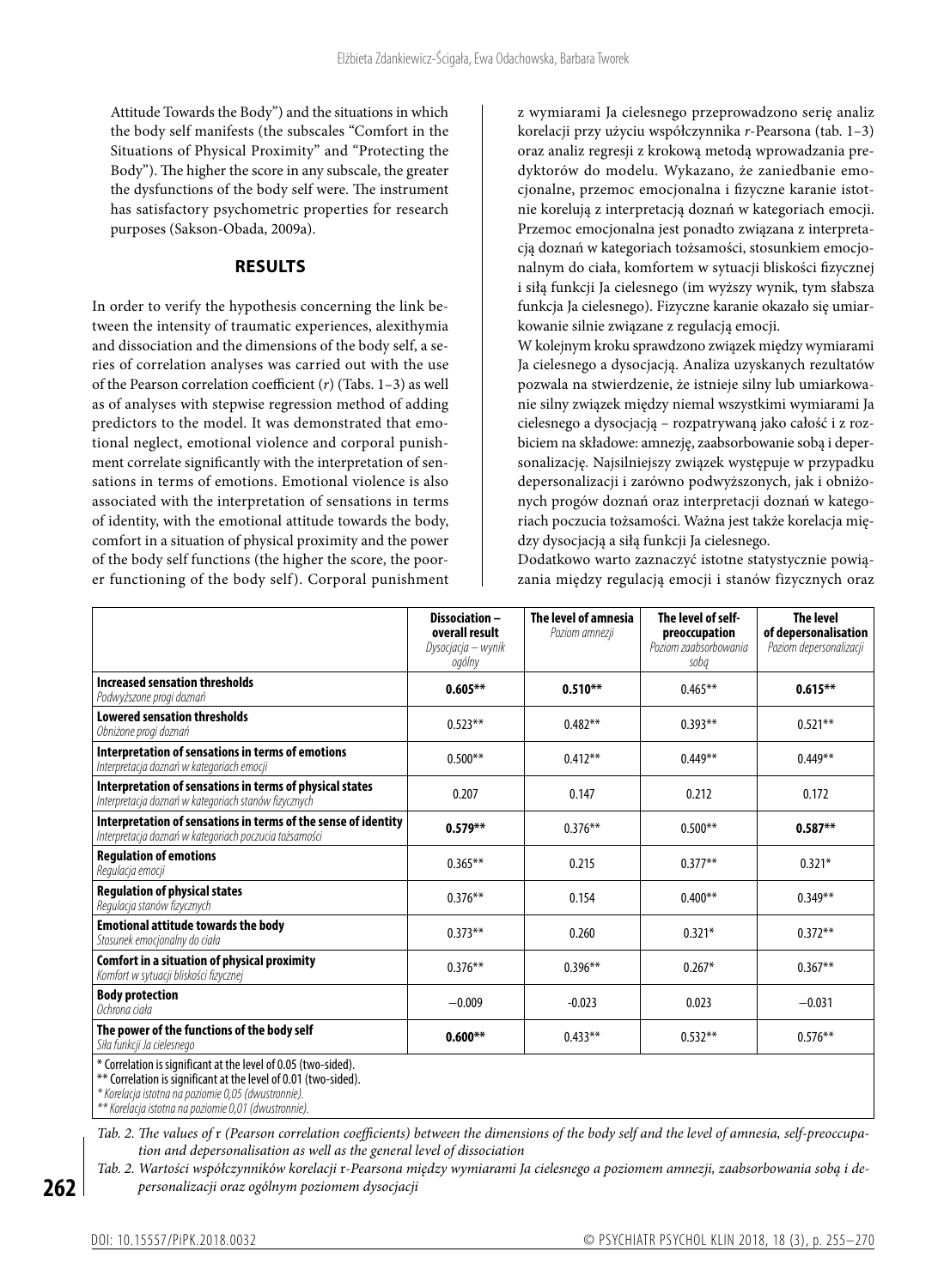Attitude Towards the Body") and the situations in which the body self manifests (the subscales "Comfort in the Situations of Physical Proximity" and "Protecting the Body"). The higher the score in any subscale, the greater the dysfunctions of the body self were. The instrument has satisfactory psychometric properties for research purposes (Sakson-Obada, 2009a).

## RESULTS

In order to verify the hypothesis concerning the link between the intensity of traumatic experiences, alexithymia and dissociation and the dimensions of the body self, a series of correlation analyses was carried out with the use of the Pearson correlation coefficient (*r*) (Tabs. 1–3) as well as of analyses with stepwise regression method of adding predictors to the model. It was demonstrated that emotional neglect, emotional violence and corporal punishment correlate significantly with the interpretation of sensations in terms of emotions. Emotional violence is also associated with the interpretation of sensations in terms of identity, with the emotional attitude towards the body, comfort in a situation of physical proximity and the power of the body self functions (the higher the score, the poorer functioning of the body self). Corporal punishment

z wymiarami Ja cielesnego przeprowadzono serię analiz korelacji przy użyciu współczynnika *r*-Pearsona (tab. 1–3) oraz analiz regresji z krokową metodą wprowadzania predyktorów do modelu. Wykazano, że zaniedbanie emocjonalne, przemoc emocjonalna i fizyczne karanie istotnie korelują z interpretacją doznań w kategoriach emocji. Przemoc emocjonalna jest ponadto związana z interpretacją doznań w kategoriach tożsamości, stosunkiem emocjonalnym do ciała, komfortem w sytuacji bliskości fizycznej i siłą funkcji Ja cielesnego (im wyższy wynik, tym słabsza funkcja Ja cielesnego). Fizyczne karanie okazało się umiarkowanie silnie związane z regulacją emocji.

W kolejnym kroku sprawdzono związek między wymiarami Ja cielesnego a dysocjacją. Analiza uzyskanych rezultatów pozwala na stwierdzenie, że istnieje silny lub umiarkowanie silny związek między niemal wszystkimi wymiarami Ja cielesnego a dysocjacją – rozpatrywaną jako całość i z rozbiciem na składowe: amnezję, zaabsorbowanie sobą i depersonalizację. Najsilniejszy związek występuje w przypadku depersonalizacji i zarówno podwyższonych, jak i obniżonych progów doznań oraz interpretacji doznań w kategoriach poczucia tożsamości. Ważna jest także korelacja między dysocjacją a siłą funkcji Ja cielesnego.

Dodatkowo warto zaznaczyć istotne statystycznie powiązania między regulacją emocji i stanów fizycznych oraz

| | **Dissociation – overall result** *Dysocjacja – wynik ogólny* | **The level of amnesia** *Poziom amnezji* | **The level of self-preoccupation** *Poziom zaabsorbowania sobą* | **The level of depersonalisation** *Poziom depersonalizacji* |
|---|---|---|---|---|
| **Increased sensation thresholds** *Podwyższone progi doznań* | **0.605\*\*** | **0.510\*\*** | 0.465\*\* | **0.615\*\*** |
| **Lowered sensation thresholds** *Obniżone progi doznań* | 0.523\*\* | 0.482\*\* | 0.393\*\* | 0.521\*\* |
| **Interpretation of sensations in terms of emotions** *Interpretacja doznań w kategoriach emocji* | 0.500\*\* | 0.412\*\* | 0.449\*\* | 0.449\*\* |
| **Interpretation of sensations in terms of physical states** *Interpretacja doznań w kategoriach stanów fizycznych* | 0.207 | 0.147 | 0.212 | 0.172 |
| **Interpretation of sensations in terms of the sense of identity** *Interpretacja doznań w kategoriach poczucia tożsamości* | **0.579\*\*** | 0.376\*\* | 0.500\*\* | **0.587\*\*** |
| **Regulation of emotions** *Regulacja emocji* | 0.365\*\* | 0.215 | 0.377\*\* | 0.321\* |
| **Regulation of physical states** *Regulacja stanów fizycznych* | 0.376\*\* | 0.154 | 0.400\*\* | 0.349\*\* |
| **Emotional attitude towards the body** *Stosunek emocjonalny do ciała* | 0.373\*\* | 0.260 | 0.321\* | 0.372\*\* |
| **Comfort in a situation of physical proximity** *Komfort w sytuacji bliskości fizycznej* | 0.376\*\* | 0.396\*\* | 0.267\* | 0.367\*\* |
| **Body protection** *Ochrona ciała* | −0.009 | -0.023 | 0.023 | −0.031 |
| **The power of the functions of the body self** *Siła funkcji Ja cielesnego* | **0.600\*\*** | 0.433\*\* | 0.532\*\* | 0.576\*\* |

\* Correlation is significant at the level of 0.05 (two-sided).
\*\* Correlation is significant at the level of 0.01 (two-sided).
*\* Korelacja istotna na poziomie 0,05 (dwustronnie).*
*\*\* Korelacja istotna na poziomie 0,01 (dwustronnie).*

*Tab. 2. The values of* r *(Pearson correlation coefficients) between the dimensions of the body self and the level of amnesia, self-preoccupation and depersonalisation as well as the general level of dissociation*

*Tab. 2. Wartości współczynników korelacji* r*-Pearsona między wymiarami Ja cielesnego a poziomem amnezji, zaabsorbowania sobą i depersonalizacji oraz ogólnym poziomem dysocjacji*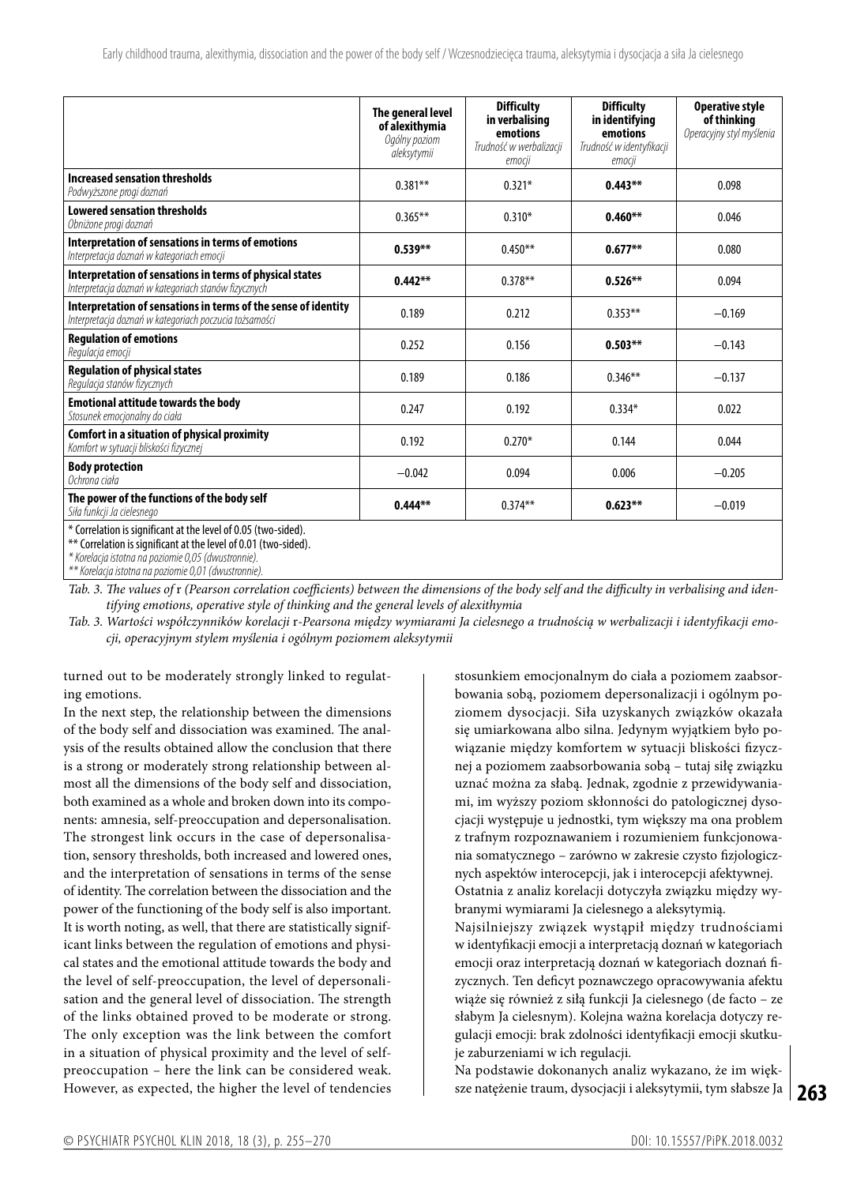| | **The general level of alexithymia** *Ogólny poziom aleksytymii* | **Difficulty in verbalising emotions** *Trudność w werbalizacji emocji* | **Difficulty in identifying emotions** *Trudność w identyfikacji emocji* | **Operative style of thinking** *Operacyjny styl myślenia* |
|---|---|---|---|---|
| **Increased sensation thresholds** *Podwyższone progi doznań* | 0.381** | 0.321* | **0.443**** | 0.098 |
| **Lowered sensation thresholds** *Obniżone progi doznań* | 0.365** | 0.310* | **0.460**** | 0.046 |
| **Interpretation of sensations in terms of emotions** *Interpretacja doznań w kategoriach emocji* | **0.539**** | 0.450** | **0.677**** | 0.080 |
| **Interpretation of sensations in terms of physical states** *Interpretacja doznań w kategoriach stanów fizycznych* | **0.442**** | 0.378** | **0.526**** | 0.094 |
| **Interpretation of sensations in terms of the sense of identity** *Interpretacja doznań w kategoriach poczucia tożsamości* | 0.189 | 0.212 | 0.353** | −0.169 |
| **Regulation of emotions** *Regulacja emocji* | 0.252 | 0.156 | **0.503**** | −0.143 |
| **Regulation of physical states** *Regulacja stanów fizycznych* | 0.189 | 0.186 | 0.346** | −0.137 |
| **Emotional attitude towards the body** *Stosunek emocjonalny do ciała* | 0.247 | 0.192 | 0.334* | 0.022 |
| **Comfort in a situation of physical proximity** *Komfort w sytuacji bliskości fizycznej* | 0.192 | 0.270* | 0.144 | 0.044 |
| **Body protection** *Ochrona ciała* | −0.042 | 0.094 | 0.006 | −0.205 |
| **The power of the functions of the body self** *Siła funkcji Ja cielesnego* | **0.444**** | 0.374** | **0.623**** | −0.019 |

\* Correlation is significant at the level of 0.05 (two-sided).
\*\* Correlation is significant at the level of 0.01 (two-sided).
*\* Korelacja istotna na poziomie 0,05 (dwustronnie).*
*\*\* Korelacja istotna na poziomie 0,01 (dwustronnie).*

*Tab. 3. The values of* r *(Pearson correlation coefficients) between the dimensions of the body self and the difficulty in verbalising and identifying emotions, operative style of thinking and the general levels of alexithymia*

*Tab. 3. Wartości współczynników korelacji* r*-Pearsona między wymiarami Ja cielesnego a trudnością w werbalizacji i identyfikacji emocji, operacyjnym stylem myślenia i ogólnym poziomem aleksytymii*

turned out to be moderately strongly linked to regulating emotions.

In the next step, the relationship between the dimensions of the body self and dissociation was examined. The analysis of the results obtained allow the conclusion that there is a strong or moderately strong relationship between almost all the dimensions of the body self and dissociation, both examined as a whole and broken down into its components: amnesia, self-preoccupation and depersonalisation. The strongest link occurs in the case of depersonalisation, sensory thresholds, both increased and lowered ones, and the interpretation of sensations in terms of the sense of identity. The correlation between the dissociation and the power of the functioning of the body self is also important. It is worth noting, as well, that there are statistically significant links between the regulation of emotions and physical states and the emotional attitude towards the body and the level of self-preoccupation, the level of depersonalisation and the general level of dissociation. The strength of the links obtained proved to be moderate or strong. The only exception was the link between the comfort in a situation of physical proximity and the level of self-preoccupation – here the link can be considered weak. However, as expected, the higher the level of tendencies

stosunkiem emocjonalnym do ciała a poziomem zaabsorbowania sobą, poziomem depersonalizacji i ogólnym poziomem dysocjacji. Siła uzyskanych związków okazała się umiarkowana albo silna. Jedynym wyjątkiem było powiązanie między komfortem w sytuacji bliskości fizycznej a poziomem zaabsorbowania sobą – tutaj siłę związku uznać można za słabą. Jednak, zgodnie z przewidywaniami, im wyższy poziom skłonności do patologicznej dysocjacji występuje u jednostki, tym większy ma ona problem z trafnym rozpoznawaniem i rozumieniem funkcjonowania somatycznego – zarówno w zakresie czysto fizjologicznych aspektów interocepcji, jak i interocepcji afektywnej.

Ostatnia z analiz korelacji dotyczyła związku między wybranymi wymiarami Ja cielesnego a aleksytymią.

Najsilniejszy związek wystąpił między trudnościami w identyfikacji emocji a interpretacją doznań w kategoriach emocji oraz interpretacją doznań w kategoriach doznań fizycznych. Ten deficyt poznawczego opracowywania afektu wiąże się również z siłą funkcji Ja cielesnego (de facto – ze słabym Ja cielesnym). Kolejna ważna korelacja dotyczy regulacji emocji: brak zdolności identyfikacji emocji skutkuje zaburzeniami w ich regulacji.

Na podstawie dokonanych analiz wykazano, że im większe natężenie traum, dysocjacji i aleksytymii, tym słabsze Ja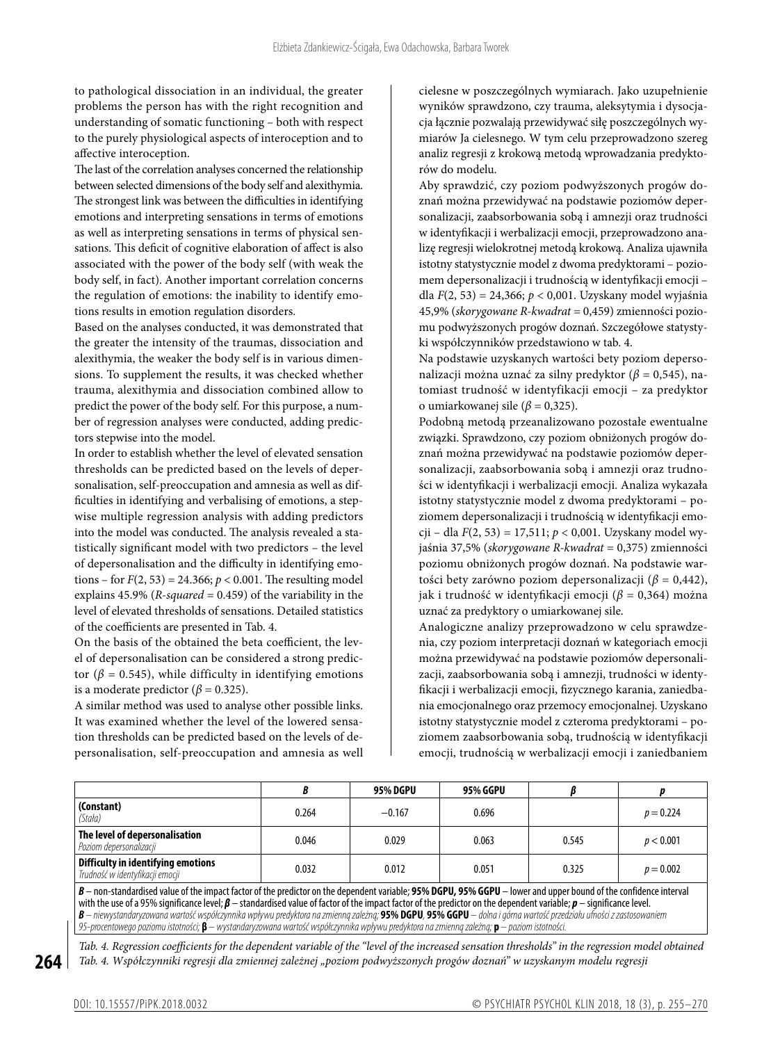to pathological dissociation in an individual, the greater problems the person has with the right recognition and understanding of somatic functioning – both with respect to the purely physiological aspects of interoception and to affective interoception.

The last of the correlation analyses concerned the relationship between selected dimensions of the body self and alexithymia. The strongest link was between the difficulties in identifying emotions and interpreting sensations in terms of emotions as well as interpreting sensations in terms of physical sensations. This deficit of cognitive elaboration of affect is also associated with the power of the body self (with weak the body self, in fact). Another important correlation concerns the regulation of emotions: the inability to identify emotions results in emotion regulation disorders.

Based on the analyses conducted, it was demonstrated that the greater the intensity of the traumas, dissociation and alexithymia, the weaker the body self is in various dimensions. To supplement the results, it was checked whether trauma, alexithymia and dissociation combined allow to predict the power of the body self. For this purpose, a number of regression analyses were conducted, adding predictors stepwise into the model.

In order to establish whether the level of elevated sensation thresholds can be predicted based on the levels of depersonalisation, self-preoccupation and amnesia as well as difficulties in identifying and verbalising of emotions, a stepwise multiple regression analysis with adding predictors into the model was conducted. The analysis revealed a statistically significant model with two predictors – the level of depersonalisation and the difficulty in identifying emotions – for $F(2, 53) = 24.366$; $p < 0.001$. The resulting model explains 45.9% (*R-squared* = 0.459) of the variability in the level of elevated thresholds of sensations. Detailed statistics of the coefficients are presented in Tab. 4.

On the basis of the obtained the beta coefficient, the level of depersonalisation can be considered a strong predictor ($\beta = 0.545$), while difficulty in identifying emotions is a moderate predictor ($\beta = 0.325$).

A similar method was used to analyse other possible links. It was examined whether the level of the lowered sensation thresholds can be predicted based on the levels of depersonalisation, self-preoccupation and amnesia as well as difficulties in identifying and verbalising of emotions.

cielesne w poszczególnych wymiarach. Jako uzupełnienie wyników sprawdzono, czy trauma, aleksytymia i dysocjacja łącznie pozwalają przewidywać siłę poszczególnych wymiarów Ja cielesnego. W tym celu przeprowadzono szereg analiz regresji z krokową metodą wprowadzania predyktorów do modelu.

Aby sprawdzić, czy poziom podwyższonych progów doznań można przewidywać na podstawie poziomów depersonalizacji, zaabsorbowania sobą i amnezji oraz trudności w identyfikacji i werbalizacji emocji, przeprowadzono analizę regresji wielokrotnej metodą krokową. Analiza ujawniła istotny statystycznie model z dwoma predyktorami – poziomem depersonalizacji i trudnością w identyfikacji emocji – dla $F(2, 53) = 24{,}366$; $p < 0{,}001$. Uzyskany model wyjaśnia 45,9% (*skorygowane R-kwadrat* = 0,459) zmienności poziomu podwyższonych progów doznań. Szczegółowe statystyki współczynników przedstawiono w tab. 4.

Na podstawie uzyskanych wartości bety poziom depersonalizacji można uznać za silny predyktor ($\beta = 0{,}545$), natomiast trudność w identyfikacji emocji – za predyktor o umiarkowanej sile ($\beta = 0{,}325$).

Podobną metodą przeanalizowano pozostałe ewentualne związki. Sprawdzono, czy poziom obniżonych progów doznań można przewidywać na podstawie poziomów depersonalizacji, zaabsorbowania sobą i amnezji oraz trudności w identyfikacji i werbalizacji emocji. Analiza wykazała istotny statystycznie model z dwoma predyktorami – poziomem depersonalizacji i trudnością w identyfikacji emocji – dla $F(2, 53) = 17{,}511$; $p < 0{,}001$. Uzyskany model wyjaśnia 37,5% (*skorygowane R-kwadrat* = 0,375) zmienności poziomu obniżonych progów doznań. Na podstawie wartości bety zarówno poziom depersonalizacji ($\beta = 0{,}442$), jak i trudność w identyfikacji emocji ($\beta = 0{,}364$) można uznać za predyktory o umiarkowanej sile.

Analogiczne analizy przeprowadzono w celu sprawdzenia, czy poziom interpretacji doznań w kategoriach emocji można przewidywać na podstawie poziomów depersonalizacji, zaabsorbowania sobą i amnezji, trudności w identyfikacji i werbalizacji emocji, fizycznego karania, zaniedbania emocjonalnego oraz przemocy emocjonalnej. Uzyskano istotny statystycznie model z czteroma predyktorami – poziomem zaabsorbowania sobą, trudnością w identyfikacji emocji, trudnością w werbalizacji emocji i zaniedbaniem

| | *B* | 95% DGPU | 95% GGPU | *β* | *p* |
|---|---|---|---|---|---|
| **(Constant)** *(Stała)* | 0.264 | −0.167 | 0.696 | | $p = 0.224$ |
| **The level of depersonalisation** *Poziom depersonalizacji* | 0.046 | 0.029 | 0.063 | 0.545 | $p < 0.001$ |
| **Difficulty in identifying emotions** *Trudność w identyfikacji emocji* | 0.032 | 0.012 | 0.051 | 0.325 | $p = 0.002$ |

***B*** – non-standardised value of the impact factor of the predictor on the dependent variable; **95% DGPU, 95% GGPU** – lower and upper bound of the confidence interval with the use of a 95% significance level; ***β*** – standardised value of factor of the impact factor of the predictor on the dependent variable; ***p*** – significance level.
***B*** – *niewystandaryzowana wartość współczynnika wpływu predyktora na zmienną zależną;* **95% DGPU**, **95% GGPU** – *dolna i górna wartość przedziału ufności z zastosowaniem 95-procentowego poziomu istotności;* **β** – *wystandaryzowana wartość współczynnika wpływu predyktora na zmienną zależną;* **p** – *poziom istotności.*

*Tab. 4. Regression coefficients for the dependent variable of the "level of the increased sensation thresholds" in the regression model obtained*
*Tab. 4. Współczynniki regresji dla zmiennej zależnej „poziom podwyższonych progów doznań" w uzyskanym modelu regresji*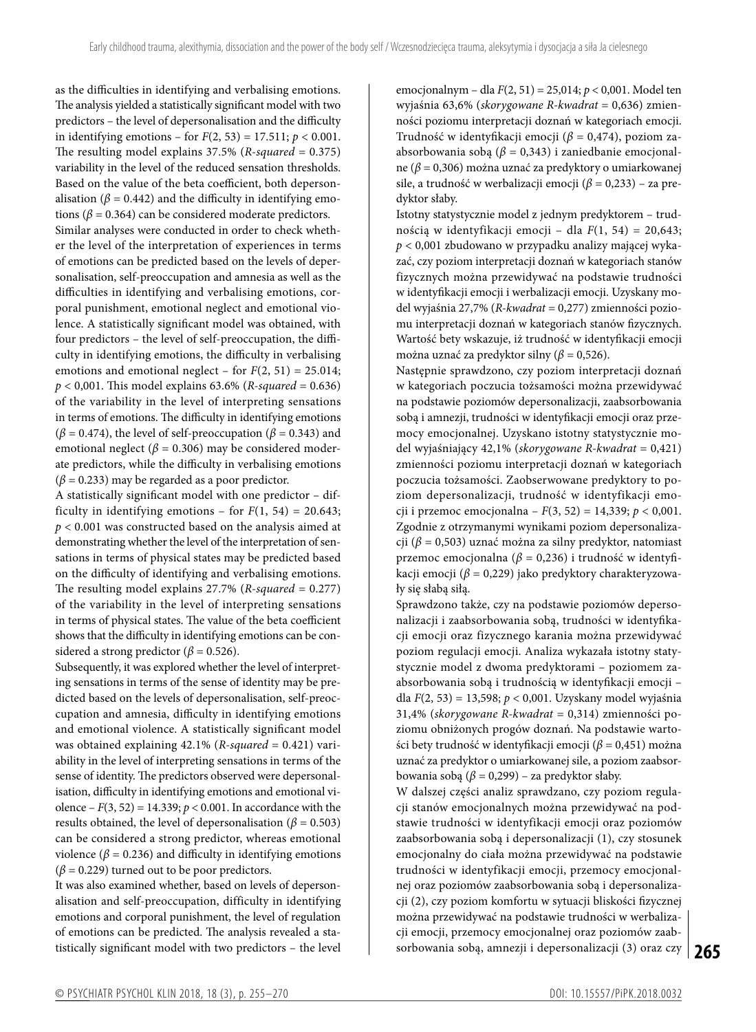as the difficulties in identifying and verbalising emotions. The analysis yielded a statistically significant model with two predictors – the level of depersonalisation and the difficulty in identifying emotions – for $F(2, 53) = 17.511$; $p < 0.001$. The resulting model explains 37.5% (*R-squared* = 0.375) variability in the level of the reduced sensation thresholds. Based on the value of the beta coefficient, both depersonalisation ($\beta = 0.442$) and the difficulty in identifying emotions ($\beta = 0.364$) can be considered moderate predictors.

Similar analyses were conducted in order to check whether the level of the interpretation of experiences in terms of emotions can be predicted based on the levels of depersonalisation, self-preoccupation and amnesia as well as the difficulties in identifying and verbalising emotions, corporal punishment, emotional neglect and emotional violence. A statistically significant model was obtained, with four predictors – the level of self-preoccupation, the difficulty in identifying emotions, the difficulty in verbalising emotions and emotional neglect – for $F(2, 51) = 25.014$; $p < 0{,}001$. This model explains 63.6% (*R-squared* = 0.636) of the variability in the level of interpreting sensations in terms of emotions. The difficulty in identifying emotions ($\beta = 0.474$), the level of self-preoccupation ($\beta = 0.343$) and emotional neglect ($\beta = 0.306$) may be considered moderate predictors, while the difficulty in verbalising emotions ($\beta = 0.233$) may be regarded as a poor predictor.

A statistically significant model with one predictor – difficulty in identifying emotions – for $F(1, 54) = 20.643$; $p < 0.001$ was constructed based on the analysis aimed at demonstrating whether the level of the interpretation of sensations in terms of physical states may be predicted based on the difficulty of identifying and verbalising emotions. The resulting model explains 27.7% (*R-squared* = 0.277) of the variability in the level of interpreting sensations in terms of physical states. The value of the beta coefficient shows that the difficulty in identifying emotions can be considered a strong predictor ($\beta = 0.526$).

Subsequently, it was explored whether the level of interpreting sensations in terms of the sense of identity may be predicted based on the levels of depersonalisation, self-preoccupation and amnesia, difficulty in identifying emotions and emotional violence. A statistically significant model was obtained explaining 42.1% (*R-squared* = 0.421) variability in the level of interpreting sensations in terms of the sense of identity. The predictors observed were depersonalisation, difficulty in identifying emotions and emotional violence – $F(3, 52) = 14.339$; $p < 0.001$. In accordance with the results obtained, the level of depersonalisation ($\beta = 0.503$) can be considered a strong predictor, whereas emotional violence ($\beta = 0.236$) and difficulty in identifying emotions ($\beta = 0.229$) turned out to be poor predictors.

It was also examined whether, based on levels of depersonalisation and self-preoccupation, difficulty in identifying emotions and corporal punishment, the level of regulation of emotions can be predicted. The analysis revealed a statistically significant model with two predictors – the level

emocjonalnym – dla $F(2, 51) = 25{,}014$; $p < 0{,}001$. Model ten wyjaśnia 63,6% (*skorygowane R-kwadrat* = 0,636) zmienności poziomu interpretacji doznań w kategoriach emocji. Trudność w identyfikacji emocji ($\beta = 0{,}474$), poziom zaabsorbowania sobą ($\beta = 0{,}343$) i zaniedbanie emocjonalne ($\beta = 0{,}306$) można uznać za predyktory o umiarkowanej sile, a trudność w werbalizacji emocji ($\beta = 0{,}233$) – za predyktor słaby.

Istotny statystycznie model z jednym predyktorem – trudnością w identyfikacji emocji – dla $F(1, 54) = 20{,}643$; $p < 0{,}001$ zbudowano w przypadku analizy mającej wykazać, czy poziom interpretacji doznań w kategoriach stanów fizycznych można przewidywać na podstawie trudności w identyfikacji emocji i werbalizacji emocji. Uzyskany model wyjaśnia 27,7% (*R-kwadrat* = 0,277) zmienności poziomu interpretacji doznań w kategoriach stanów fizycznych. Wartość bety wskazuje, iż trudność w identyfikacji emocji można uznać za predyktor silny ($\beta = 0{,}526$).

Następnie sprawdzono, czy poziom interpretacji doznań w kategoriach poczucia tożsamości można przewidywać na podstawie poziomów depersonalizacji, zaabsorbowania sobą i amnezji, trudności w identyfikacji emocji oraz przemocy emocjonalnej. Uzyskano istotny statystycznie model wyjaśniający 42,1% (*skorygowane R-kwadrat* = 0,421) zmienności poziomu interpretacji doznań w kategoriach poczucia tożsamości. Zaobserwowane predyktory to poziom depersonalizacji, trudność w identyfikacji emocji i przemoc emocjonalna – $F(3, 52) = 14{,}339$; $p < 0{,}001$. Zgodnie z otrzymanymi wynikami poziom depersonalizacji ($\beta = 0{,}503$) uznać można za silny predyktor, natomiast przemoc emocjonalna ($\beta = 0{,}236$) i trudność w identyfikacji emocji ($\beta = 0{,}229$) jako predyktory charakteryzowały się słabą siłą.

Sprawdzono także, czy na podstawie poziomów depersonalizacji i zaabsorbowania sobą, trudności w identyfikacji emocji oraz fizycznego karania można przewidywać poziom regulacji emocji. Analiza wykazała istotny statystycznie model z dwoma predyktorami – poziomem zaabsorbowania sobą i trudnością w identyfikacji emocji – dla $F(2, 53) = 13{,}598$; $p < 0{,}001$. Uzyskany model wyjaśnia 31,4% (*skorygowane R-kwadrat* = 0,314) zmienności poziomu obniżonych progów doznań. Na podstawie wartości bety trudność w identyfikacji emocji ($\beta = 0{,}451$) można uznać za predyktor o umiarkowanej sile, a poziom zaabsorbowania sobą ($\beta = 0{,}299$) – za predyktor słaby.

W dalszej części analiz sprawdzano, czy poziom regulacji stanów emocjonalnych można przewidywać na podstawie trudności w identyfikacji emocji oraz poziomów zaabsorbowania sobą i depersonalizacji (1), czy stosunek emocjonalny do ciała można przewidywać na podstawie trudności w identyfikacji emocji, przemocy emocjonalnej oraz poziomów zaabsorbowania sobą i depersonalizacji (2), czy poziom komfortu w sytuacji bliskości fizycznej można przewidywać na podstawie trudności w werbalizacji emocji, przemocy emocjonalnej oraz poziomów zaabsorbowania sobą, amnezji i depersonalizacji (3) oraz czy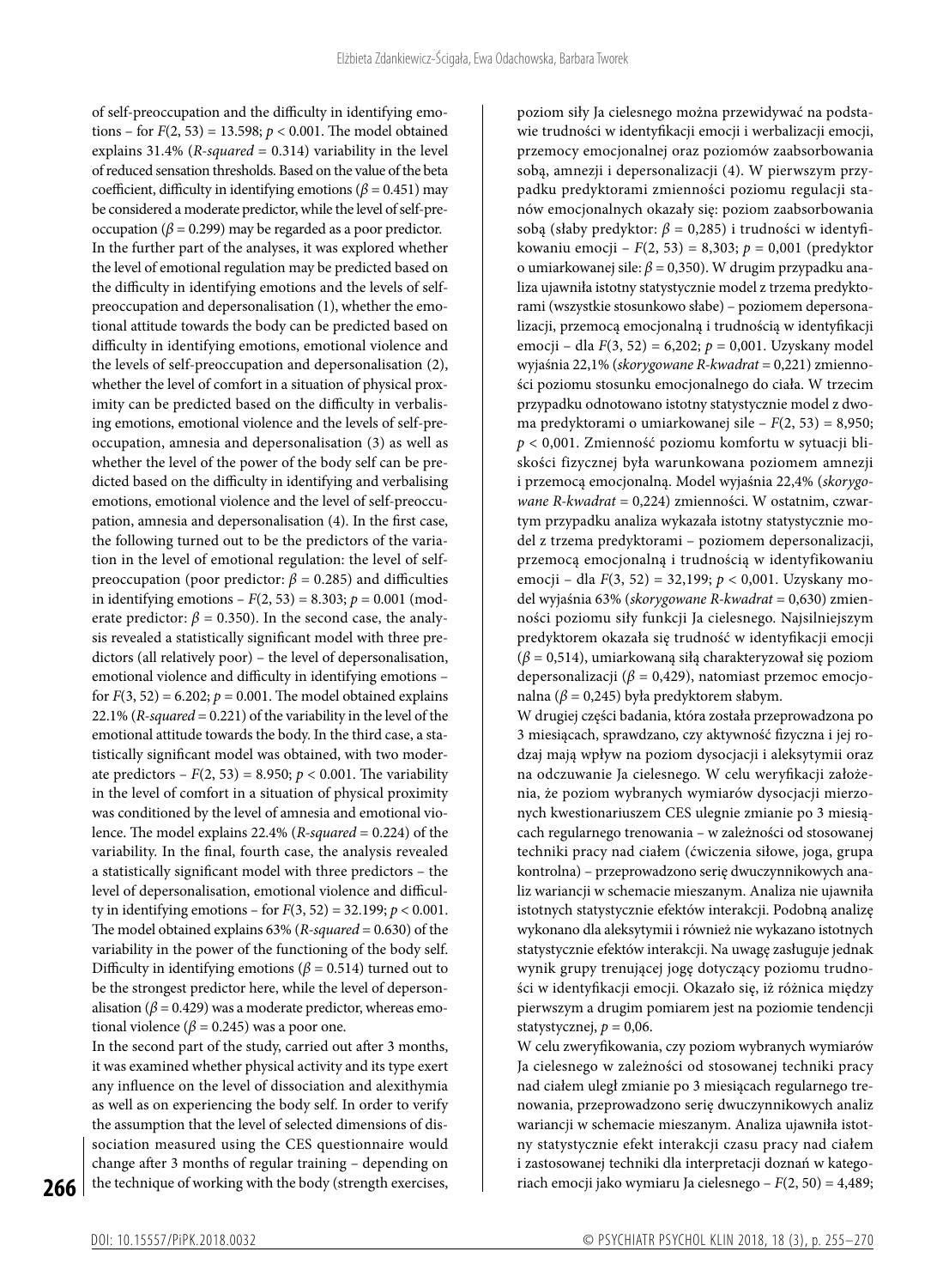of self-preoccupation and the difficulty in identifying emotions – for $F(2, 53) = 13.598$; $p < 0.001$. The model obtained explains 31.4% (*R-squared* = 0.314) variability in the level of reduced sensation thresholds. Based on the value of the beta coefficient, difficulty in identifying emotions ($\beta = 0.451$) may be considered a moderate predictor, while the level of self-preoccupation ($\beta = 0.299$) may be regarded as a poor predictor.

In the further part of the analyses, it was explored whether the level of emotional regulation may be predicted based on the difficulty in identifying emotions and the levels of self-preoccupation and depersonalisation (1), whether the emotional attitude towards the body can be predicted based on difficulty in identifying emotions, emotional violence and the levels of self-preoccupation and depersonalisation (2), whether the level of comfort in a situation of physical proximity can be predicted based on the difficulty in verbalising emotions, emotional violence and the levels of self-preoccupation, amnesia and depersonalisation (3) as well as whether the level of the power of the body self can be predicted based on the difficulty in identifying and verbalising emotions, emotional violence and the level of self-preoccupation, amnesia and depersonalisation (4). In the first case, the following turned out to be the predictors of the variation in the level of emotional regulation: the level of self-preoccupation (poor predictor: $\beta = 0.285$) and difficulties in identifying emotions – $F(2, 53) = 8.303$; $p = 0.001$ (moderate predictor: $\beta = 0.350$). In the second case, the analysis revealed a statistically significant model with three predictors (all relatively poor) – the level of depersonalisation, emotional violence and difficulty in identifying emotions – for $F(3, 52) = 6.202$; $p = 0.001$. The model obtained explains 22.1% (*R-squared* = 0.221) of the variability in the level of the emotional attitude towards the body. In the third case, a statistically significant model was obtained, with two moderate predictors – $F(2, 53) = 8.950$; $p < 0.001$. The variability in the level of comfort in a situation of physical proximity was conditioned by the level of amnesia and emotional violence. The model explains 22.4% (*R-squared* = 0.224) of the variability. In the final, fourth case, the analysis revealed a statistically significant model with three predictors – the level of depersonalisation, emotional violence and difficulty in identifying emotions – for $F(3, 52) = 32.199$; $p < 0.001$. The model obtained explains 63% (*R-squared* = 0.630) of the variability in the power of the functioning of the body self. Difficulty in identifying emotions ($\beta = 0.514$) turned out to be the strongest predictor here, while the level of depersonalisation ($\beta = 0.429$) was a moderate predictor, whereas emotional violence ($\beta = 0.245$) was a poor one.

In the second part of the study, carried out after 3 months, it was examined whether physical activity and its type exert any influence on the level of dissociation and alexithymia as well as on experiencing the body self. In order to verify the assumption that the level of selected dimensions of dissociation measured using the CES questionnaire would change after 3 months of regular training – depending on the technique of working with the body (strength exercises,

poziom siły Ja cielesnego można przewidywać na podstawie trudności w identyfikacji emocji i werbalizacji emocji, przemocy emocjonalnej oraz poziomów zaabsorbowania sobą, amnezji i depersonalizacji (4). W pierwszym przypadku predyktorami zmienności poziomu regulacji stanów emocjonalnych okazały się: poziom zaabsorbowania sobą (słaby predyktor: $\beta = 0{,}285$) i trudności w identyfikowaniu emocji – $F(2, 53) = 8{,}303$; $p = 0{,}001$ (predyktor o umiarkowanej sile: $\beta = 0{,}350$). W drugim przypadku analiza ujawniła istotny statystycznie model z trzema predyktorami (wszystkie stosunkowo słabe) – poziomem depersonalizacji, przemocą emocjonalną i trudnością w identyfikacji emocji – dla $F(3, 52) = 6{,}202$; $p = 0{,}001$. Uzyskany model wyjaśnia 22,1% (*skorygowane R-kwadrat* = 0,221) zmienności poziomu stosunku emocjonalnego do ciała. W trzecim przypadku odnotowano istotny statystycznie model z dwoma predyktorami o umiarkowanej sile – $F(2, 53) = 8{,}950$; $p < 0{,}001$. Zmienność poziomu komfortu w sytuacji bliskości fizycznej była warunkowana poziomem amnezji i przemocą emocjonalną. Model wyjaśnia 22,4% (*skorygowane R-kwadrat* = 0,224) zmienności. W ostatnim, czwartym przypadku analiza wykazała istotny statystycznie model z trzema predyktorami – poziomem depersonalizacji, przemocą emocjonalną i trudnością w identyfikowaniu emocji – dla $F(3, 52) = 32{,}199$; $p < 0{,}001$. Uzyskany model wyjaśnia 63% (*skorygowane R-kwadrat* = 0,630) zmienności poziomu siły funkcji Ja cielesnego. Najsilniejszym predyktorem okazała się trudność w identyfikacji emocji ($\beta = 0{,}514$), umiarkowaną siłą charakteryzował się poziom depersonalizacji ($\beta = 0{,}429$), natomiast przemoc emocjonalna ($\beta = 0{,}245$) była predyktorem słabym.

W drugiej części badania, która została przeprowadzona po 3 miesiącach, sprawdzano, czy aktywność fizyczna i jej rodzaj mają wpływ na poziom dysocjacji i aleksytymii oraz na odczuwanie Ja cielesnego. W celu weryfikacji założenia, że poziom wybranych wymiarów dysocjacji mierzonych kwestionariuszem CES ulegnie zmianie po 3 miesiącach regularnego trenowania – w zależności od stosowanej techniki pracy nad ciałem (ćwiczenia siłowe, joga, grupa kontrolna) – przeprowadzono serię dwuczynnikowych analiz wariancji w schemacie mieszanym. Analiza nie ujawniła istotnych statystycznie efektów interakcji. Podobną analizę wykonano dla aleksytymii i również nie wykazano istotnych statystycznie efektów interakcji. Na uwagę zasługuje jednak wynik grupy trenującej jogę dotyczący poziomu trudności w identyfikacji emocji. Okazało się, iż różnica między pierwszym a drugim pomiarem jest na poziomie tendencji statystycznej, $p = 0{,}06$.

W celu zweryfikowania, czy poziom wybranych wymiarów Ja cielesnego w zależności od stosowanej techniki pracy nad ciałem uległ zmianie po 3 miesiącach regularnego trenowania, przeprowadzono serię dwuczynnikowych analiz wariancji w schemacie mieszanym. Analiza ujawniła istotny statystycznie efekt interakcji czasu pracy nad ciałem i zastosowanej techniki dla interpretacji doznań w kategoriach emocji jako wymiaru Ja cielesnego – $F(2, 50) = 4{,}489$;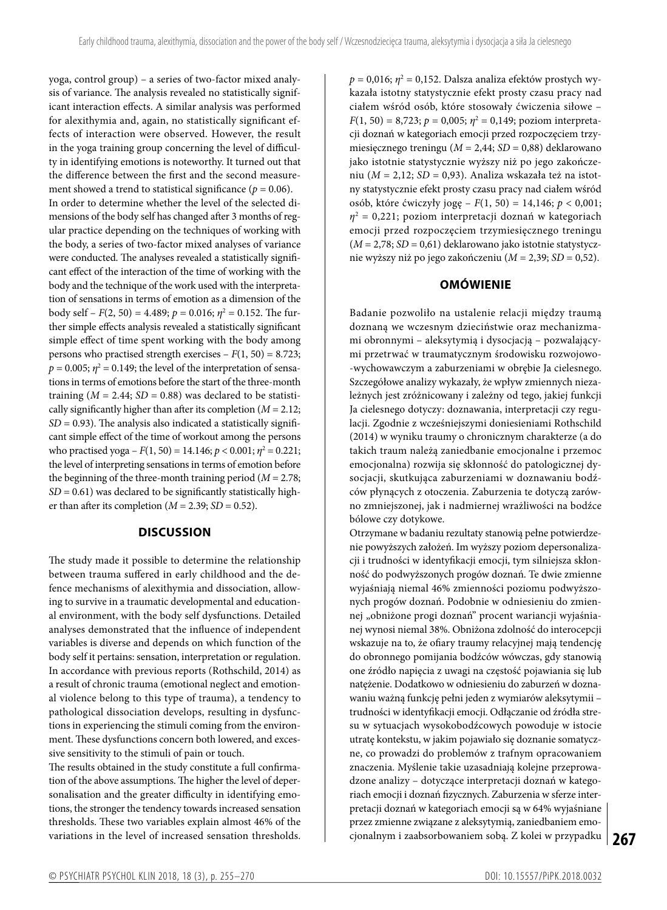yoga, control group) – a series of two-factor mixed analysis of variance. The analysis revealed no statistically significant interaction effects. A similar analysis was performed for alexithymia and, again, no statistically significant effects of interaction were observed. However, the result in the yoga training group concerning the level of difficulty in identifying emotions is noteworthy. It turned out that the difference between the first and the second measurement showed a trend to statistical significance ($p = 0.06$).

In order to determine whether the level of the selected dimensions of the body self has changed after 3 months of regular practice depending on the techniques of working with the body, a series of two-factor mixed analyses of variance were conducted. The analyses revealed a statistically significant effect of the interaction of the time of working with the body and the technique of the work used with the interpretation of sensations in terms of emotion as a dimension of the body self – $F(2, 50) = 4.489$; $p = 0.016$; $\eta^2 = 0.152$. The further simple effects analysis revealed a statistically significant simple effect of time spent working with the body among persons who practised strength exercises – $F(1, 50) = 8.723$; $p = 0.005$; $\eta^2 = 0.149$; the level of the interpretation of sensations in terms of emotions before the start of the three-month training ($M = 2.44$; $SD = 0.88$) was declared to be statistically significantly higher than after its completion ($M = 2.12$; $SD = 0.93$). The analysis also indicated a statistically significant simple effect of the time of workout among the persons who practised yoga – $F(1, 50) = 14.146$; $p < 0.001$; $\eta^2 = 0.221$; the level of interpreting sensations in terms of emotion before the beginning of the three-month training period ($M = 2.78$; $SD = 0.61$) was declared to be significantly statistically higher than after its completion ($M = 2.39$; $SD = 0.52$).

## DISCUSSION

The study made it possible to determine the relationship between trauma suffered in early childhood and the defence mechanisms of alexithymia and dissociation, allowing to survive in a traumatic developmental and educational environment, with the body self dysfunctions. Detailed analyses demonstrated that the influence of independent variables is diverse and depends on which function of the body self it pertains: sensation, interpretation or regulation. In accordance with previous reports (Rothschild, 2014) as a result of chronic trauma (emotional neglect and emotional violence belong to this type of trauma), a tendency to pathological dissociation develops, resulting in dysfunctions in experiencing the stimuli coming from the environment. These dysfunctions concern both lowered, and excessive sensitivity to the stimuli of pain or touch.

The results obtained in the study constitute a full confirmation of the above assumptions. The higher the level of depersonalisation and the greater difficulty in identifying emotions, the stronger the tendency towards increased sensation thresholds. These two variables explain almost 46% of the variations in the level of increased sensation thresholds.

$p = 0{,}016$; $\eta^2 = 0{,}152$. Dalsza analiza efektów prostych wykazała istotny statystycznie efekt prosty czasu pracy nad ciałem wśród osób, które stosowały ćwiczenia siłowe – $F(1, 50) = 8{,}723$; $p = 0{,}005$; $\eta^2 = 0{,}149$; poziom interpretacji doznań w kategoriach emocji przed rozpoczęciem trzymiesięcznego treningu ($M = 2{,}44$; $SD = 0{,}88$) deklarowano jako istotnie statystycznie wyższy niż po jego zakończeniu ($M = 2{,}12$; $SD = 0{,}93$). Analiza wskazała też na istotny statystycznie efekt prosty czasu pracy nad ciałem wśród osób, które ćwiczyły jogę – $F(1, 50) = 14{,}146$; $p < 0{,}001$; $\eta^2 = 0{,}221$; poziom interpretacji doznań w kategoriach emocji przed rozpoczęciem trzymiesięcznego treningu ($M = 2{,}78$; $SD = 0{,}61$) deklarowano jako istotnie statystycznie wyższy niż po jego zakończeniu ($M = 2{,}39$; $SD = 0{,}52$).

## OMÓWIENIE

Badanie pozwoliło na ustalenie relacji między traumą doznaną we wczesnym dzieciństwie oraz mechanizmami obronnymi – aleksytymią i dysocjacją – pozwalającymi przetrwać w traumatycznym środowisku rozwojowo-wychowawczym a zaburzeniami w obrębie Ja cielesnego. Szczegółowe analizy wykazały, że wpływ zmiennych niezależnych jest zróżnicowany i zależny od tego, jakiej funkcji Ja cielesnego dotyczy: doznawania, interpretacji czy regulacji. Zgodnie z wcześniejszymi doniesieniami Rothschild (2014) w wyniku traumy o chronicznym charakterze (a do takich traum należą zaniedbanie emocjonalne i przemoc emocjonalna) rozwija się skłonność do patologicznej dysocjacji, skutkująca zaburzeniami w doznawaniu bodźców płynących z otoczenia. Zaburzenia te dotyczą zarówno zmniejszonej, jak i nadmiernej wrażliwości na bodźce bólowe czy dotykowe.

Otrzymane w badaniu rezultaty stanowią pełne potwierdzenie powyższych założeń. Im wyższy poziom depersonalizacji i trudności w identyfikacji emocji, tym silniejsza skłonność do podwyższonych progów doznań. Te dwie zmienne wyjaśniają niemal 46% zmienności poziomu podwyższonych progów doznań. Podobnie w odniesieniu do zmiennej „obniżone progi doznań" procent wariancji wyjaśnianej wynosi niemal 38%. Obniżona zdolność do interocepcji wskazuje na to, że ofiary traumy relacyjnej mają tendencję do obronnego pomijania bodźców wówczas, gdy stanowią one źródło napięcia z uwagi na częstość pojawiania się lub natężenie. Dodatkowo w odniesieniu do zaburzeń w doznawaniu ważną funkcję pełni jeden z wymiarów aleksytymii – trudności w identyfikacji emocji. Odłączanie od źródła stresu w sytuacjach wysokobodźcowych powoduje w istocie utratę kontekstu, w jakim pojawiało się doznanie somatyczne, co prowadzi do problemów z trafnym opracowaniem znaczenia. Myślenie takie uzasadniają kolejne przeprowadzone analizy – dotyczące interpretacji doznań w kategoriach emocji i doznań fizycznych. Zaburzenia w sferze interpretacji doznań w kategoriach emocji są w 64% wyjaśniane przez zmienne związane z aleksytymią, zaniedbaniem emocjonalnym i zaabsorbowaniem sobą. Z kolei w przypadku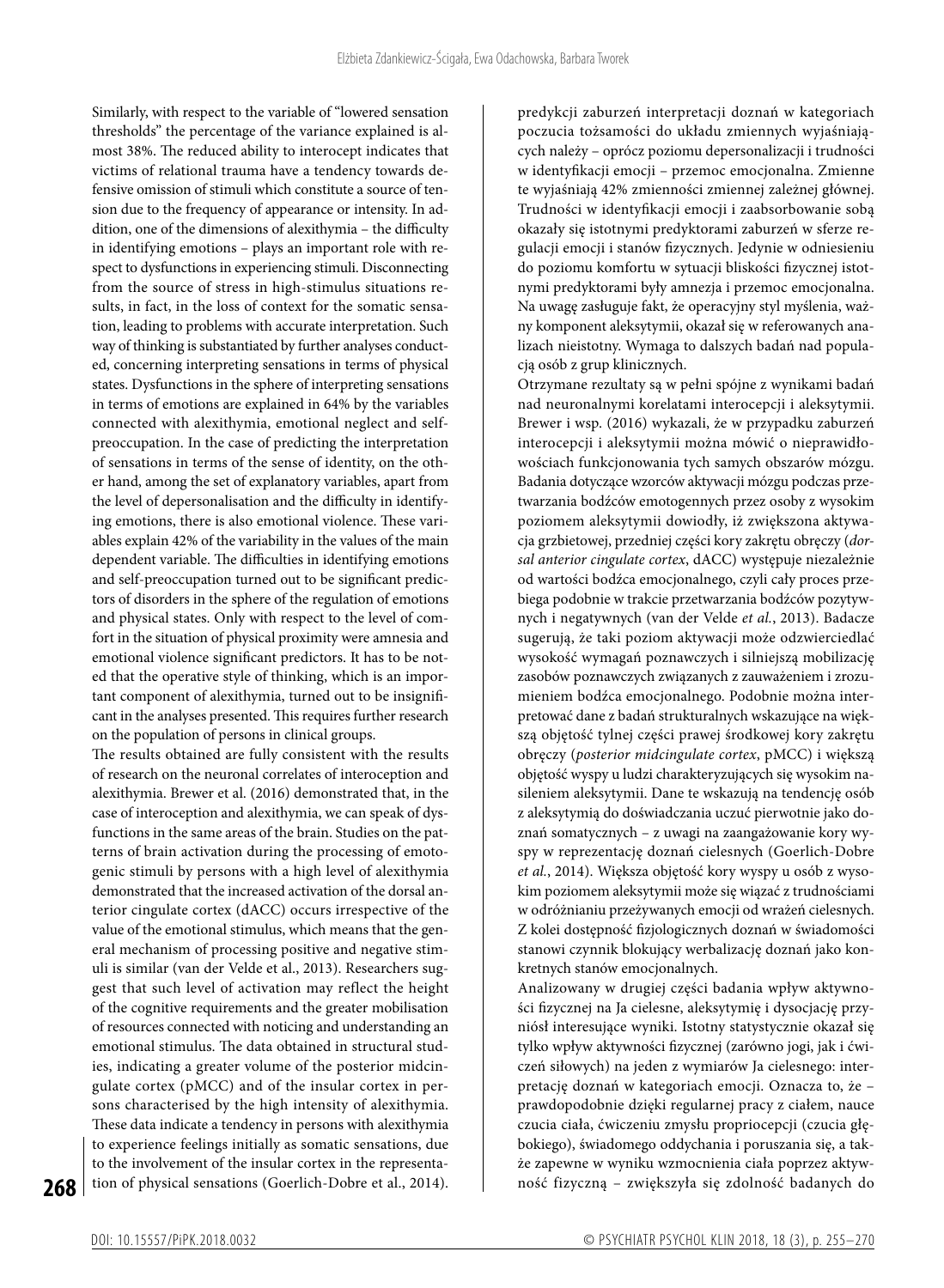Similarly, with respect to the variable of "lowered sensation thresholds" the percentage of the variance explained is almost 38%. The reduced ability to interocept indicates that victims of relational trauma have a tendency towards defensive omission of stimuli which constitute a source of tension due to the frequency of appearance or intensity. In addition, one of the dimensions of alexithymia – the difficulty in identifying emotions – plays an important role with respect to dysfunctions in experiencing stimuli. Disconnecting from the source of stress in high-stimulus situations results, in fact, in the loss of context for the somatic sensation, leading to problems with accurate interpretation. Such way of thinking is substantiated by further analyses conducted, concerning interpreting sensations in terms of physical states. Dysfunctions in the sphere of interpreting sensations in terms of emotions are explained in 64% by the variables connected with alexithymia, emotional neglect and self-preoccupation. In the case of predicting the interpretation of sensations in terms of the sense of identity, on the other hand, among the set of explanatory variables, apart from the level of depersonalisation and the difficulty in identifying emotions, there is also emotional violence. These variables explain 42% of the variability in the values of the main dependent variable. The difficulties in identifying emotions and self-preoccupation turned out to be significant predictors of disorders in the sphere of the regulation of emotions and physical states. Only with respect to the level of comfort in the situation of physical proximity were amnesia and emotional violence significant predictors. It has to be noted that the operative style of thinking, which is an important component of alexithymia, turned out to be insignificant in the analyses presented. This requires further research on the population of persons in clinical groups.

The results obtained are fully consistent with the results of research on the neuronal correlates of interoception and alexithymia. Brewer et al. (2016) demonstrated that, in the case of interoception and alexithymia, we can speak of dysfunctions in the same areas of the brain. Studies on the patterns of brain activation during the processing of emotogenic stimuli by persons with a high level of alexithymia demonstrated that the increased activation of the dorsal anterior cingulate cortex (dACC) occurs irrespective of the value of the emotional stimulus, which means that the general mechanism of processing positive and negative stimuli is similar (van der Velde et al., 2013). Researchers suggest that such level of activation may reflect the height of the cognitive requirements and the greater mobilisation of resources connected with noticing and understanding an emotional stimulus. The data obtained in structural studies, indicating a greater volume of the posterior midcingulate cortex (pMCC) and of the insular cortex in persons characterised by the high intensity of alexithymia. These data indicate a tendency in persons with alexithymia to experience feelings initially as somatic sensations, due to the involvement of the insular cortex in the representation of physical sensations (Goerlich-Dobre et al., 2014).

predykcji zaburzeń interpretacji doznań w kategoriach poczucia tożsamości do układu zmiennych wyjaśniających należy – oprócz poziomu depersonalizacji i trudności w identyfikacji emocji – przemoc emocjonalna. Zmienne te wyjaśniają 42% zmienności zmiennej zależnej głównej. Trudności w identyfikacji emocji i zaabsorbowanie sobą okazały się istotnymi predyktorami zaburzeń w sferze regulacji emocji i stanów fizycznych. Jedynie w odniesieniu do poziomu komfortu w sytuacji bliskości fizycznej istotnymi predyktorami były amnezja i przemoc emocjonalna. Na uwagę zasługuje fakt, że operacyjny styl myślenia, ważny komponent aleksytymii, okazał się w referowanych analizach nieistotny. Wymaga to dalszych badań nad populacją osób z grup klinicznych.

Otrzymane rezultaty są w pełni spójne z wynikami badań nad neuronalnymi korelatami interocepcji i aleksytymii. Brewer i wsp. (2016) wykazali, że w przypadku zaburzeń interocepcji i aleksytymii można mówić o nieprawidłowościach funkcjonowania tych samych obszarów mózgu. Badania dotyczące wzorców aktywacji mózgu podczas przetwarzania bodźców emotogennych przez osoby z wysokim poziomem aleksytymii dowiodły, iż zwiększona aktywacja grzbietowej, przedniej części kory zakrętu obręczy (*dorsal anterior cingulate cortex*, dACC) występuje niezależnie od wartości bodźca emocjonalnego, czyli cały proces przebiega podobnie w trakcie przetwarzania bodźców pozytywnych i negatywnych (van der Velde *et al.*, 2013). Badacze sugerują, że taki poziom aktywacji może odzwierciedlać wysokość wymagań poznawczych i silniejszą mobilizację zasobów poznawczych związanych z zauważeniem i zrozumieniem bodźca emocjonalnego. Podobnie można interpretować dane z badań strukturalnych wskazujące na większą objętość tylnej części prawej środkowej kory zakrętu obręczy (*posterior midcingulate cortex*, pMCC) i większą objętość wyspy u ludzi charakteryzujących się wysokim nasileniem aleksytymii. Dane te wskazują na tendencję osób z aleksytymią do doświadczania uczuć pierwotnie jako doznań somatycznych – z uwagi na zaangażowanie kory wyspy w reprezentację doznań cielesnych (Goerlich-Dobre *et al.*, 2014). Większa objętość kory wyspy u osób z wysokim poziomem aleksytymii może się wiązać z trudnościami w odróżnianiu przeżywanych emocji od wrażeń cielesnych. Z kolei dostępność fizjologicznych doznań w świadomości stanowi czynnik blokujący werbalizację doznań jako konkretnych stanów emocjonalnych.

Analizowany w drugiej części badania wpływ aktywności fizycznej na Ja cielesne, aleksytymię i dysocjację przyniósł interesujące wyniki. Istotny statystycznie okazał się tylko wpływ aktywności fizycznej (zarówno jogi, jak i ćwiczeń siłowych) na jeden z wymiarów Ja cielesnego: interpretację doznań w kategoriach emocji. Oznacza to, że – prawdopodobnie dzięki regularnej pracy z ciałem, nauce czucia ciała, ćwiczeniu zmysłu propriocepcji (czucia głębokiego), świadomego oddychania i poruszania się, a także zapewne w wyniku wzmocnienia ciała poprzez aktywność fizyczną – zwiększyła się zdolność badanych do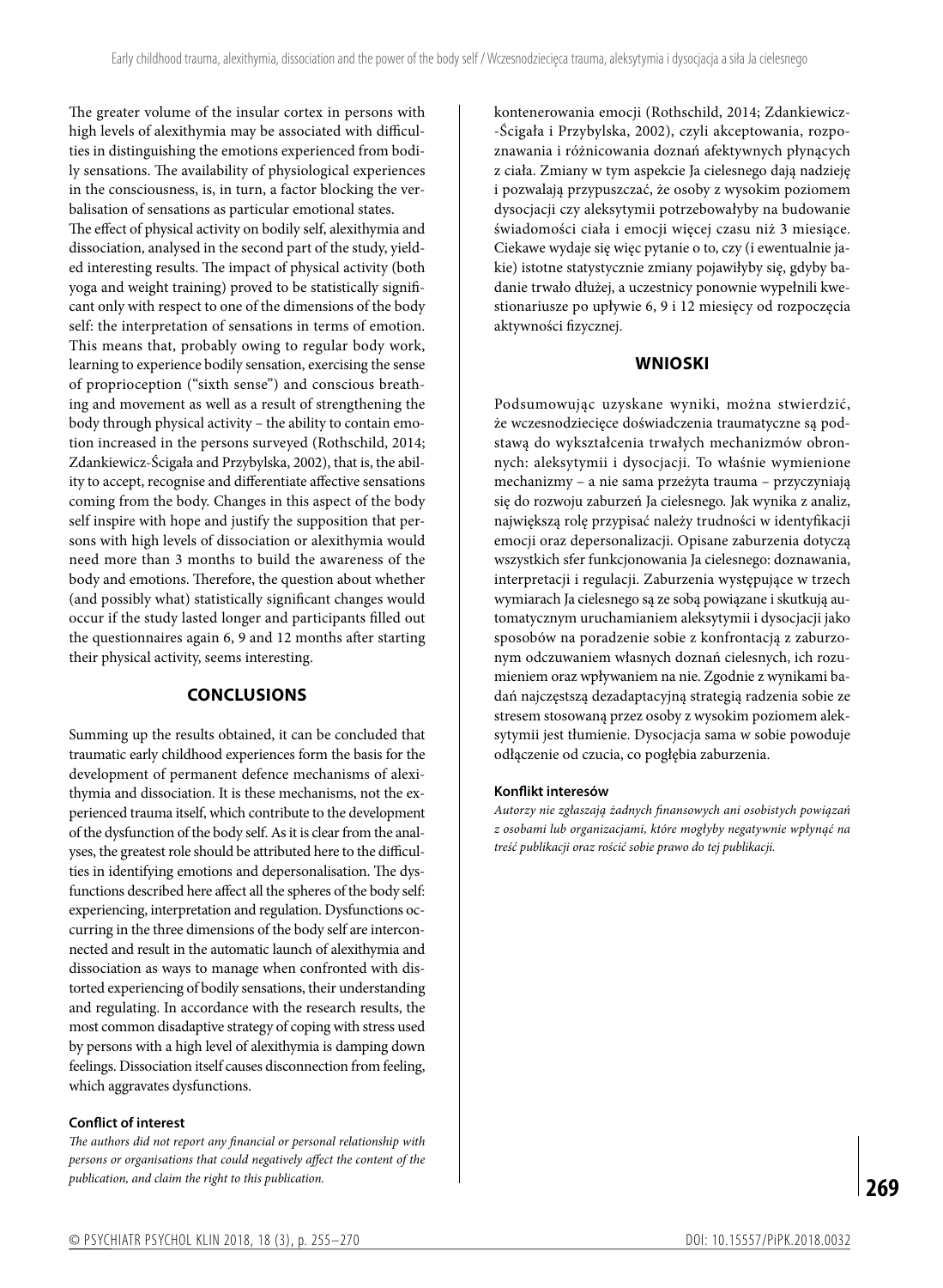The greater volume of the insular cortex in persons with high levels of alexithymia may be associated with difficulties in distinguishing the emotions experienced from bodily sensations. The availability of physiological experiences in the consciousness, is, in turn, a factor blocking the verbalisation of sensations as particular emotional states.

The effect of physical activity on bodily self, alexithymia and dissociation, analysed in the second part of the study, yielded interesting results. The impact of physical activity (both yoga and weight training) proved to be statistically significant only with respect to one of the dimensions of the body self: the interpretation of sensations in terms of emotion. This means that, probably owing to regular body work, learning to experience bodily sensation, exercising the sense of proprioception ("sixth sense") and conscious breathing and movement as well as a result of strengthening the body through physical activity – the ability to contain emotion increased in the persons surveyed (Rothschild, 2014; Zdankiewicz-Ścigała and Przybylska, 2002), that is, the ability to accept, recognise and differentiate affective sensations coming from the body. Changes in this aspect of the body self inspire with hope and justify the supposition that persons with high levels of dissociation or alexithymia would need more than 3 months to build the awareness of the body and emotions. Therefore, the question about whether (and possibly what) statistically significant changes would occur if the study lasted longer and participants filled out the questionnaires again 6, 9 and 12 months after starting their physical activity, seems interesting.

## CONCLUSIONS

Summing up the results obtained, it can be concluded that traumatic early childhood experiences form the basis for the development of permanent defence mechanisms of alexithymia and dissociation. It is these mechanisms, not the experienced trauma itself, which contribute to the development of the dysfunction of the body self. As it is clear from the analyses, the greatest role should be attributed here to the difficulties in identifying emotions and depersonalisation. The dysfunctions described here affect all the spheres of the body self: experiencing, interpretation and regulation. Dysfunctions occurring in the three dimensions of the body self are interconnected and result in the automatic launch of alexithymia and dissociation as ways to manage when confronted with distorted experiencing of bodily sensations, their understanding and regulating. In accordance with the research results, the most common disadaptive strategy of coping with stress used by persons with a high level of alexithymia is damping down feelings. Dissociation itself causes disconnection from feeling, which aggravates dysfunctions.

**Conflict of interest**

*The authors did not report any financial or personal relationship with persons or organisations that could negatively affect the content of the publication, and claim the right to this publication.*

kontenerowania emocji (Rothschild, 2014; Zdankiewicz-Ścigała i Przybylska, 2002), czyli akceptowania, rozpoznawania i różnicowania doznań afektywnych płynących z ciała. Zmiany w tym aspekcie Ja cielesnego dają nadzieję i pozwalają przypuszczać, że osoby z wysokim poziomem dysocjacji czy aleksytymii potrzebowałyby na budowanie świadomości ciała i emocji więcej czasu niż 3 miesiące. Ciekawe wydaje się więc pytanie o to, czy (i ewentualnie jakie) istotne statystycznie zmiany pojawiłyby się, gdyby badanie trwało dłużej, a uczestnicy ponownie wypełnili kwestionariusze po upływie 6, 9 i 12 miesięcy od rozpoczęcia aktywności fizycznej.

## WNIOSKI

Podsumowując uzyskane wyniki, można stwierdzić, że wczesnodziecięce doświadczenia traumatyczne są podstawą do wykształcenia trwałych mechanizmów obronnych: aleksytymii i dysocjacji. To właśnie wymienione mechanizmy – a nie sama przeżyta trauma – przyczyniają się do rozwoju zaburzeń Ja cielesnego. Jak wynika z analiz, największą rolę przypisać należy trudności w identyfikacji emocji oraz depersonalizacji. Opisane zaburzenia dotyczą wszystkich sfer funkcjonowania Ja cielesnego: doznawania, interpretacji i regulacji. Zaburzenia występujące w trzech wymiarach Ja cielesnego są ze sobą powiązane i skutkują automatycznym uruchamianiem aleksytymii i dysocjacji jako sposobów na poradzenie sobie z konfrontacją z zaburzonym odczuwaniem własnych doznań cielesnych, ich rozumieniem oraz wpływaniem na nie. Zgodnie z wynikami badań najczęstszą dezadaptacyjną strategią radzenia sobie ze stresem stosowaną przez osoby z wysokim poziomem aleksytymii jest tłumienie. Dysocjacja sama w sobie powoduje odłączenie od czucia, co pogłębia zaburzenia.

**Konflikt interesów**

*Autorzy nie zgłaszają żadnych finansowych ani osobistych powiązań z osobami lub organizacjami, które mogłyby negatywnie wpłynąć na treść publikacji oraz rościć sobie prawo do tej publikacji.*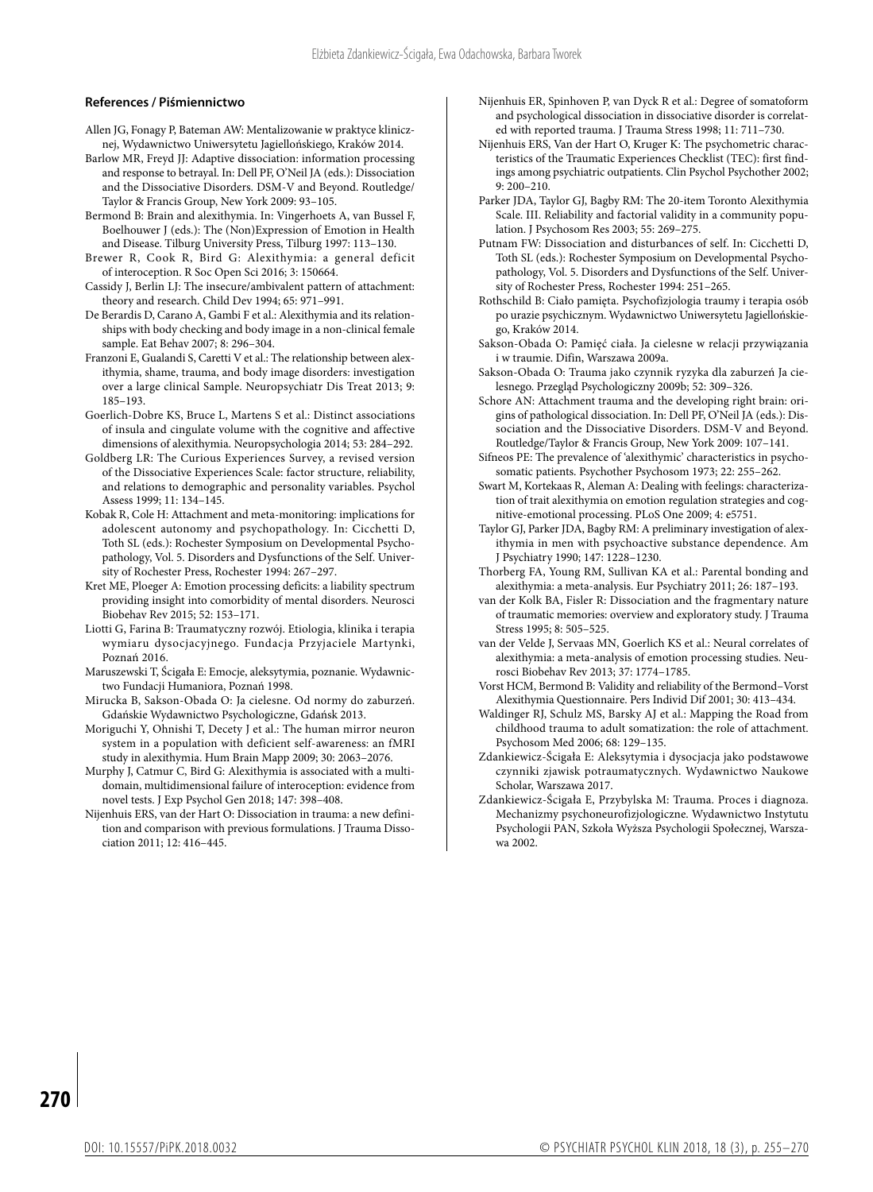#### References / Piśmiennictwo

Allen JG, Fonagy P, Bateman AW: Mentalizowanie w praktyce klinicznej, Wydawnictwo Uniwersytetu Jagiellońskiego, Kraków 2014.

Barlow MR, Freyd JJ: Adaptive dissociation: information processing and response to betrayal. In: Dell PF, O'Neil JA (eds.): Dissociation and the Dissociative Disorders. DSM-V and Beyond. Routledge/ Taylor & Francis Group, New York 2009: 93–105.

Bermond B: Brain and alexithymia. In: Vingerhoets A, van Bussel F, Boelhouwer J (eds.): The (Non)Expression of Emotion in Health and Disease. Tilburg University Press, Tilburg 1997: 113–130.

Brewer R, Cook R, Bird G: Alexithymia: a general deficit of interoception. R Soc Open Sci 2016; 3: 150664.

Cassidy J, Berlin LJ: The insecure/ambivalent pattern of attachment: theory and research. Child Dev 1994; 65: 971–991.

De Berardis D, Carano A, Gambi F et al.: Alexithymia and its relationships with body checking and body image in a non-clinical female sample. Eat Behav 2007; 8: 296–304.

Franzoni E, Gualandi S, Caretti V et al.: The relationship between alexithymia, shame, trauma, and body image disorders: investigation over a large clinical Sample. Neuropsychiatr Dis Treat 2013; 9: 185–193.

Goerlich-Dobre KS, Bruce L, Martens S et al.: Distinct associations of insula and cingulate volume with the cognitive and affective dimensions of alexithymia. Neuropsychologia 2014; 53: 284–292.

Goldberg LR: The Curious Experiences Survey, a revised version of the Dissociative Experiences Scale: factor structure, reliability, and relations to demographic and personality variables. Psychol Assess 1999; 11: 134–145.

Kobak R, Cole H: Attachment and meta-monitoring: implications for adolescent autonomy and psychopathology. In: Cicchetti D, Toth SL (eds.): Rochester Symposium on Developmental Psychopathology, Vol. 5. Disorders and Dysfunctions of the Self. University of Rochester Press, Rochester 1994: 267–297.

Kret ME, Ploeger A: Emotion processing deficits: a liability spectrum providing insight into comorbidity of mental disorders. Neurosci Biobehav Rev 2015; 52: 153–171.

Liotti G, Farina B: Traumatyczny rozwój. Etiologia, klinika i terapia wymiaru dysocjacyjnego. Fundacja Przyjaciele Martynki, Poznań 2016.

Maruszewski T, Ścigała E: Emocje, aleksytymia, poznanie. Wydawnictwo Fundacji Humaniora, Poznań 1998.

Mirucka B, Sakson-Obada O: Ja cielesne. Od normy do zaburzeń. Gdańskie Wydawnictwo Psychologiczne, Gdańsk 2013.

Moriguchi Y, Ohnishi T, Decety J et al.: The human mirror neuron system in a population with deficient self-awareness: an fMRI study in alexithymia. Hum Brain Mapp 2009; 30: 2063–2076.

Murphy J, Catmur C, Bird G: Alexithymia is associated with a multidomain, multidimensional failure of interoception: evidence from novel tests. J Exp Psychol Gen 2018; 147: 398–408.

Nijenhuis ERS, van der Hart O: Dissociation in trauma: a new definition and comparison with previous formulations. J Trauma Dissociation 2011; 12: 416–445.

Nijenhuis ER, Spinhoven P, van Dyck R et al.: Degree of somatoform and psychological dissociation in dissociative disorder is correlated with reported trauma. J Trauma Stress 1998; 11: 711–730.

Nijenhuis ERS, Van der Hart O, Kruger K: The psychometric characteristics of the Traumatic Experiences Checklist (TEC): first findings among psychiatric outpatients. Clin Psychol Psychother 2002; 9: 200–210.

Parker JDA, Taylor GJ, Bagby RM: The 20-item Toronto Alexithymia Scale. III. Reliability and factorial validity in a community population. J Psychosom Res 2003; 55: 269–275.

Putnam FW: Dissociation and disturbances of self. In: Cicchetti D, Toth SL (eds.): Rochester Symposium on Developmental Psychopathology, Vol. 5. Disorders and Dysfunctions of the Self. University of Rochester Press, Rochester 1994: 251–265.

Rothschild B: Ciało pamięta. Psychofizjologia traumy i terapia osób po urazie psychicznym. Wydawnictwo Uniwersytetu Jagiellońskiego, Kraków 2014.

Sakson-Obada O: Pamięć ciała. Ja cielesne w relacji przywiązania i w traumie. Difin, Warszawa 2009a.

Sakson-Obada O: Trauma jako czynnik ryzyka dla zaburzeń Ja cielesnego. Przegląd Psychologiczny 2009b; 52: 309–326.

Schore AN: Attachment trauma and the developing right brain: origins of pathological dissociation. In: Dell PF, O'Neil JA (eds.): Dissociation and the Dissociative Disorders. DSM-V and Beyond. Routledge/Taylor & Francis Group, New York 2009: 107–141.

Sifneos PE: The prevalence of 'alexithymic' characteristics in psychosomatic patients. Psychother Psychosom 1973; 22: 255–262.

Swart M, Kortekaas R, Aleman A: Dealing with feelings: characterization of trait alexithymia on emotion regulation strategies and cognitive-emotional processing. PLoS One 2009; 4: e5751.

Taylor GJ, Parker JDA, Bagby RM: A preliminary investigation of alexithymia in men with psychoactive substance dependence. Am J Psychiatry 1990; 147: 1228–1230.

Thorberg FA, Young RM, Sullivan KA et al.: Parental bonding and alexithymia: a meta-analysis. Eur Psychiatry 2011; 26: 187–193.

van der Kolk BA, Fisler R: Dissociation and the fragmentary nature of traumatic memories: overview and exploratory study. J Trauma Stress 1995; 8: 505–525.

van der Velde J, Servaas MN, Goerlich KS et al.: Neural correlates of alexithymia: a meta-analysis of emotion processing studies. Neurosci Biobehav Rev 2013; 37: 1774–1785.

Vorst HCM, Bermond B: Validity and reliability of the Bermond–Vorst Alexithymia Questionnaire. Pers Individ Dif 2001; 30: 413–434.

Waldinger RJ, Schulz MS, Barsky AJ et al.: Mapping the Road from childhood trauma to adult somatization: the role of attachment. Psychosom Med 2006; 68: 129–135.

Zdankiewicz-Ścigała E: Aleksytymia i dysocjacja jako podstawowe czynniki zjawisk potraumatycznych. Wydawnictwo Naukowe Scholar, Warszawa 2017.

Zdankiewicz-Ścigała E, Przybylska M: Trauma. Proces i diagnoza. Mechanizmy psychoneurofizjologiczne. Wydawnictwo Instytutu Psychologii PAN, Szkoła Wyższa Psychologii Społecznej, Warszawa 2002.